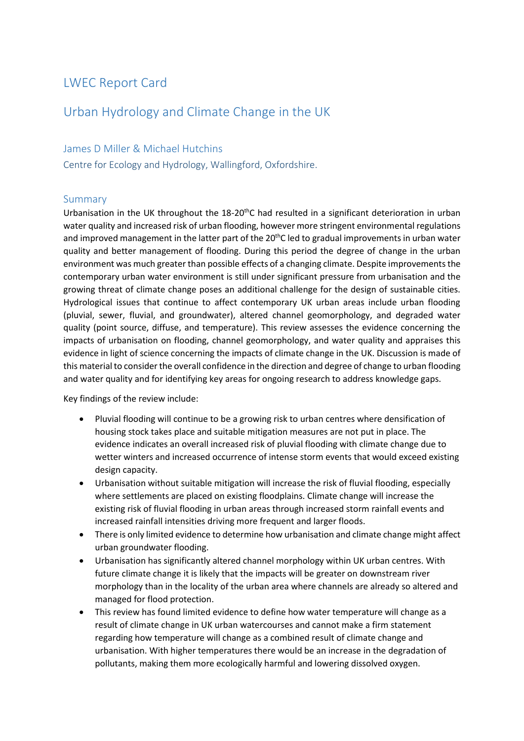# LWEC Report Card

# Urban Hydrology and Climate Change in the UK

James D Miller & Michael Hutchins

Centre for Ecology and Hydrology, Wallingford, Oxfordshire.

## Summary

Urbanisation in the UK throughout the 18-20$^{th}$C had resulted in a significant deterioration in urban water quality and increased risk of urban flooding, however more stringent environmental regulations and improved management in the latter part of the 20$^{th}$C led to gradual improvements in urban water quality and better management of flooding. During this period the degree of change in the urban environment was much greater than possible effects of a changing climate. Despite improvements the contemporary urban water environment is still under significant pressure from urbanisation and the growing threat of climate change poses an additional challenge for the design of sustainable cities. Hydrological issues that continue to affect contemporary UK urban areas include urban flooding (pluvial, sewer, fluvial, and groundwater), altered channel geomorphology, and degraded water quality (point source, diffuse, and temperature). This review assesses the evidence concerning the impacts of urbanisation on flooding, channel geomorphology, and water quality and appraises this evidence in light of science concerning the impacts of climate change in the UK. Discussion is made of this material to consider the overall confidence in the direction and degree of change to urban flooding and water quality and for identifying key areas for ongoing research to address knowledge gaps.

Key findings of the review include:

- Pluvial flooding will continue to be a growing risk to urban centres where densification of housing stock takes place and suitable mitigation measures are not put in place. The evidence indicates an overall increased risk of pluvial flooding with climate change due to wetter winters and increased occurrence of intense storm events that would exceed existing design capacity.
- Urbanisation without suitable mitigation will increase the risk of fluvial flooding, especially where settlements are placed on existing floodplains. Climate change will increase the existing risk of fluvial flooding in urban areas through increased storm rainfall events and increased rainfall intensities driving more frequent and larger floods.
- There is only limited evidence to determine how urbanisation and climate change might affect urban groundwater flooding.
- Urbanisation has significantly altered channel morphology within UK urban centres. With future climate change it is likely that the impacts will be greater on downstream river morphology than in the locality of the urban area where channels are already so altered and managed for flood protection.
- This review has found limited evidence to define how water temperature will change as a result of climate change in UK urban watercourses and cannot make a firm statement regarding how temperature will change as a combined result of climate change and urbanisation. With higher temperatures there would be an increase in the degradation of pollutants, making them more ecologically harmful and lowering dissolved oxygen.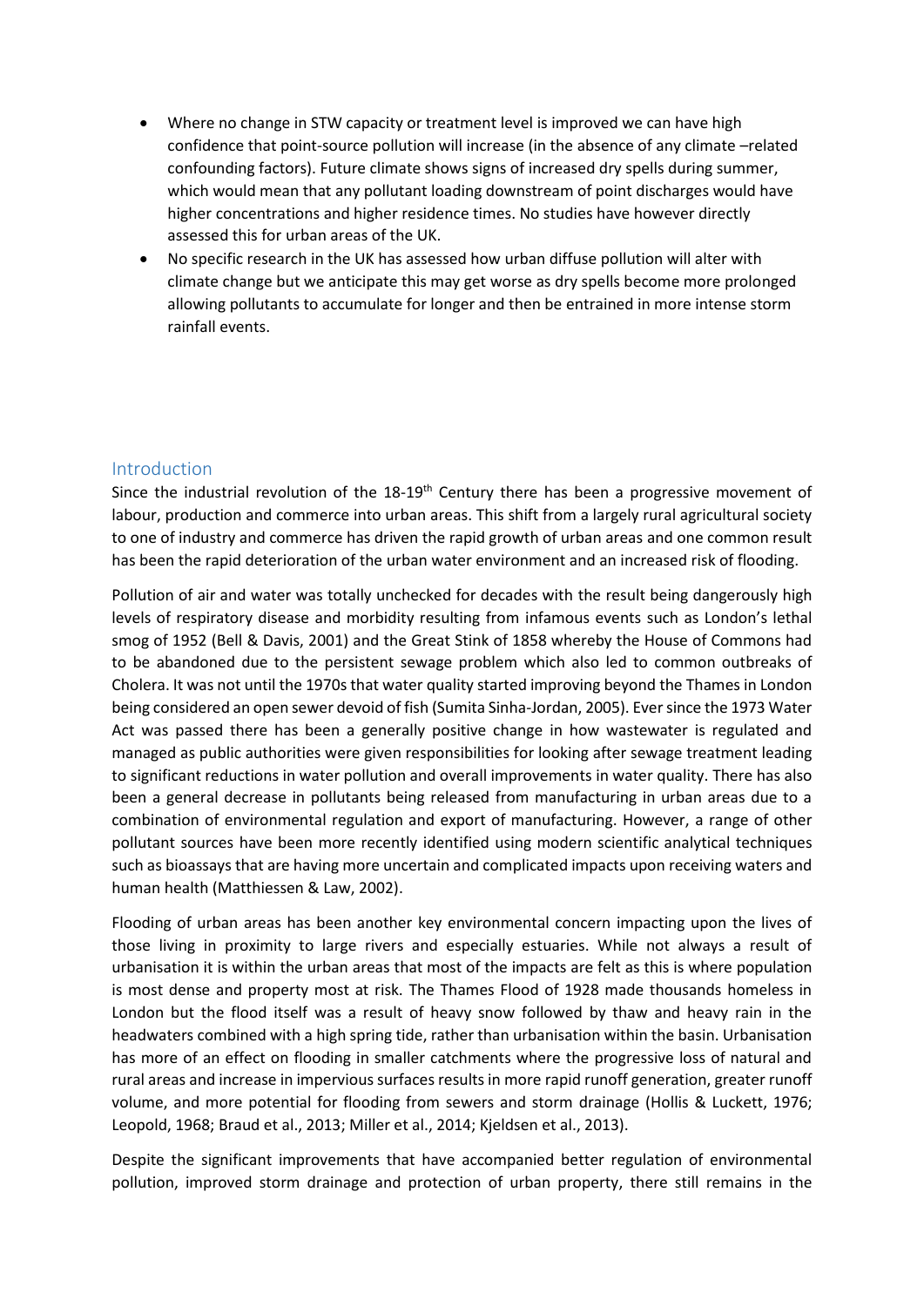- Where no change in STW capacity or treatment level is improved we can have high confidence that point-source pollution will increase (in the absence of any climate –related confounding factors). Future climate shows signs of increased dry spells during summer, which would mean that any pollutant loading downstream of point discharges would have higher concentrations and higher residence times. No studies have however directly assessed this for urban areas of the UK.
- No specific research in the UK has assessed how urban diffuse pollution will alter with climate change but we anticipate this may get worse as dry spells become more prolonged allowing pollutants to accumulate for longer and then be entrained in more intense storm rainfall events.

## Introduction

Since the industrial revolution of the 18-19th Century there has been a progressive movement of labour, production and commerce into urban areas. This shift from a largely rural agricultural society to one of industry and commerce has driven the rapid growth of urban areas and one common result has been the rapid deterioration of the urban water environment and an increased risk of flooding.

Pollution of air and water was totally unchecked for decades with the result being dangerously high levels of respiratory disease and morbidity resulting from infamous events such as London's lethal smog of 1952 (Bell & Davis, 2001) and the Great Stink of 1858 whereby the House of Commons had to be abandoned due to the persistent sewage problem which also led to common outbreaks of Cholera. It was not until the 1970s that water quality started improving beyond the Thames in London being considered an open sewer devoid of fish (Sumita Sinha-Jordan, 2005). Ever since the 1973 Water Act was passed there has been a generally positive change in how wastewater is regulated and managed as public authorities were given responsibilities for looking after sewage treatment leading to significant reductions in water pollution and overall improvements in water quality. There has also been a general decrease in pollutants being released from manufacturing in urban areas due to a combination of environmental regulation and export of manufacturing. However, a range of other pollutant sources have been more recently identified using modern scientific analytical techniques such as bioassays that are having more uncertain and complicated impacts upon receiving waters and human health (Matthiessen & Law, 2002).

Flooding of urban areas has been another key environmental concern impacting upon the lives of those living in proximity to large rivers and especially estuaries. While not always a result of urbanisation it is within the urban areas that most of the impacts are felt as this is where population is most dense and property most at risk. The Thames Flood of 1928 made thousands homeless in London but the flood itself was a result of heavy snow followed by thaw and heavy rain in the headwaters combined with a high spring tide, rather than urbanisation within the basin. Urbanisation has more of an effect on flooding in smaller catchments where the progressive loss of natural and rural areas and increase in impervious surfaces results in more rapid runoff generation, greater runoff volume, and more potential for flooding from sewers and storm drainage (Hollis & Luckett, 1976; Leopold, 1968; Braud et al., 2013; Miller et al., 2014; Kjeldsen et al., 2013).

Despite the significant improvements that have accompanied better regulation of environmental pollution, improved storm drainage and protection of urban property, there still remains in the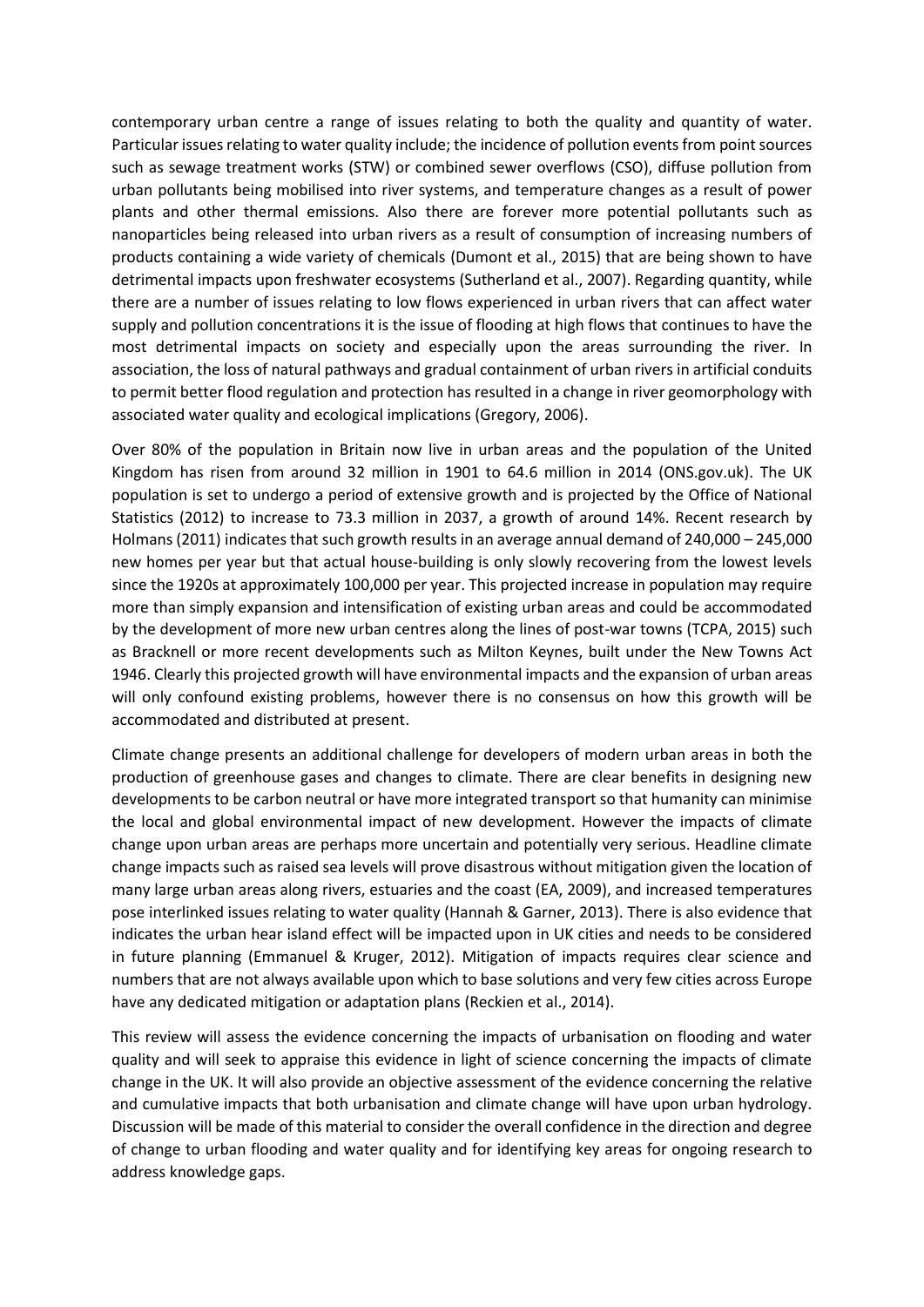contemporary urban centre a range of issues relating to both the quality and quantity of water. Particular issues relating to water quality include; the incidence of pollution events from point sources such as sewage treatment works (STW) or combined sewer overflows (CSO), diffuse pollution from urban pollutants being mobilised into river systems, and temperature changes as a result of power plants and other thermal emissions. Also there are forever more potential pollutants such as nanoparticles being released into urban rivers as a result of consumption of increasing numbers of products containing a wide variety of chemicals (Dumont et al., 2015) that are being shown to have detrimental impacts upon freshwater ecosystems (Sutherland et al., 2007). Regarding quantity, while there are a number of issues relating to low flows experienced in urban rivers that can affect water supply and pollution concentrations it is the issue of flooding at high flows that continues to have the most detrimental impacts on society and especially upon the areas surrounding the river. In association, the loss of natural pathways and gradual containment of urban rivers in artificial conduits to permit better flood regulation and protection has resulted in a change in river geomorphology with associated water quality and ecological implications (Gregory, 2006).

Over 80% of the population in Britain now live in urban areas and the population of the United Kingdom has risen from around 32 million in 1901 to 64.6 million in 2014 (ONS.gov.uk). The UK population is set to undergo a period of extensive growth and is projected by the Office of National Statistics (2012) to increase to 73.3 million in 2037, a growth of around 14%. Recent research by Holmans (2011) indicates that such growth results in an average annual demand of 240,000 – 245,000 new homes per year but that actual house-building is only slowly recovering from the lowest levels since the 1920s at approximately 100,000 per year. This projected increase in population may require more than simply expansion and intensification of existing urban areas and could be accommodated by the development of more new urban centres along the lines of post-war towns (TCPA, 2015) such as Bracknell or more recent developments such as Milton Keynes, built under the New Towns Act 1946. Clearly this projected growth will have environmental impacts and the expansion of urban areas will only confound existing problems, however there is no consensus on how this growth will be accommodated and distributed at present.

Climate change presents an additional challenge for developers of modern urban areas in both the production of greenhouse gases and changes to climate. There are clear benefits in designing new developments to be carbon neutral or have more integrated transport so that humanity can minimise the local and global environmental impact of new development. However the impacts of climate change upon urban areas are perhaps more uncertain and potentially very serious. Headline climate change impacts such as raised sea levels will prove disastrous without mitigation given the location of many large urban areas along rivers, estuaries and the coast (EA, 2009), and increased temperatures pose interlinked issues relating to water quality (Hannah & Garner, 2013). There is also evidence that indicates the urban hear island effect will be impacted upon in UK cities and needs to be considered in future planning (Emmanuel & Kruger, 2012). Mitigation of impacts requires clear science and numbers that are not always available upon which to base solutions and very few cities across Europe have any dedicated mitigation or adaptation plans (Reckien et al., 2014).

This review will assess the evidence concerning the impacts of urbanisation on flooding and water quality and will seek to appraise this evidence in light of science concerning the impacts of climate change in the UK. It will also provide an objective assessment of the evidence concerning the relative and cumulative impacts that both urbanisation and climate change will have upon urban hydrology. Discussion will be made of this material to consider the overall confidence in the direction and degree of change to urban flooding and water quality and for identifying key areas for ongoing research to address knowledge gaps.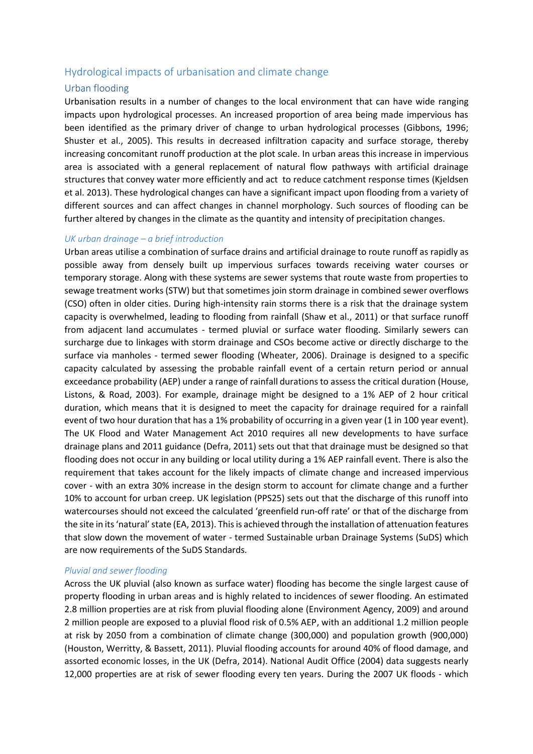## Hydrological impacts of urbanisation and climate change

### Urban flooding

Urbanisation results in a number of changes to the local environment that can have wide ranging impacts upon hydrological processes. An increased proportion of area being made impervious has been identified as the primary driver of change to urban hydrological processes (Gibbons, 1996; Shuster et al., 2005). This results in decreased infiltration capacity and surface storage, thereby increasing concomitant runoff production at the plot scale. In urban areas this increase in impervious area is associated with a general replacement of natural flow pathways with artificial drainage structures that convey water more efficiently and act to reduce catchment response times (Kjeldsen et al. 2013). These hydrological changes can have a significant impact upon flooding from a variety of different sources and can affect changes in channel morphology. Such sources of flooding can be further altered by changes in the climate as the quantity and intensity of precipitation changes.

#### *UK urban drainage – a brief introduction*

Urban areas utilise a combination of surface drains and artificial drainage to route runoff as rapidly as possible away from densely built up impervious surfaces towards receiving water courses or temporary storage. Along with these systems are sewer systems that route waste from properties to sewage treatment works (STW) but that sometimes join storm drainage in combined sewer overflows (CSO) often in older cities. During high-intensity rain storms there is a risk that the drainage system capacity is overwhelmed, leading to flooding from rainfall (Shaw et al., 2011) or that surface runoff from adjacent land accumulates - termed pluvial or surface water flooding. Similarly sewers can surcharge due to linkages with storm drainage and CSOs become active or directly discharge to the surface via manholes - termed sewer flooding (Wheater, 2006). Drainage is designed to a specific capacity calculated by assessing the probable rainfall event of a certain return period or annual exceedance probability (AEP) under a range of rainfall durations to assess the critical duration (House, Listons, & Road, 2003). For example, drainage might be designed to a 1% AEP of 2 hour critical duration, which means that it is designed to meet the capacity for drainage required for a rainfall event of two hour duration that has a 1% probability of occurring in a given year (1 in 100 year event). The UK Flood and Water Management Act 2010 requires all new developments to have surface drainage plans and 2011 guidance (Defra, 2011) sets out that that drainage must be designed so that flooding does not occur in any building or local utility during a 1% AEP rainfall event. There is also the requirement that takes account for the likely impacts of climate change and increased impervious cover - with an extra 30% increase in the design storm to account for climate change and a further 10% to account for urban creep. UK legislation (PPS25) sets out that the discharge of this runoff into watercourses should not exceed the calculated 'greenfield run-off rate' or that of the discharge from the site in its 'natural' state (EA, 2013). This is achieved through the installation of attenuation features that slow down the movement of water - termed Sustainable urban Drainage Systems (SuDS) which are now requirements of the SuDS Standards.

#### *Pluvial and sewer flooding*

Across the UK pluvial (also known as surface water) flooding has become the single largest cause of property flooding in urban areas and is highly related to incidences of sewer flooding. An estimated 2.8 million properties are at risk from pluvial flooding alone (Environment Agency, 2009) and around 2 million people are exposed to a pluvial flood risk of 0.5% AEP, with an additional 1.2 million people at risk by 2050 from a combination of climate change (300,000) and population growth (900,000) (Houston, Werritty, & Bassett, 2011). Pluvial flooding accounts for around 40% of flood damage, and assorted economic losses, in the UK (Defra, 2014). National Audit Office (2004) data suggests nearly 12,000 properties are at risk of sewer flooding every ten years. During the 2007 UK floods - which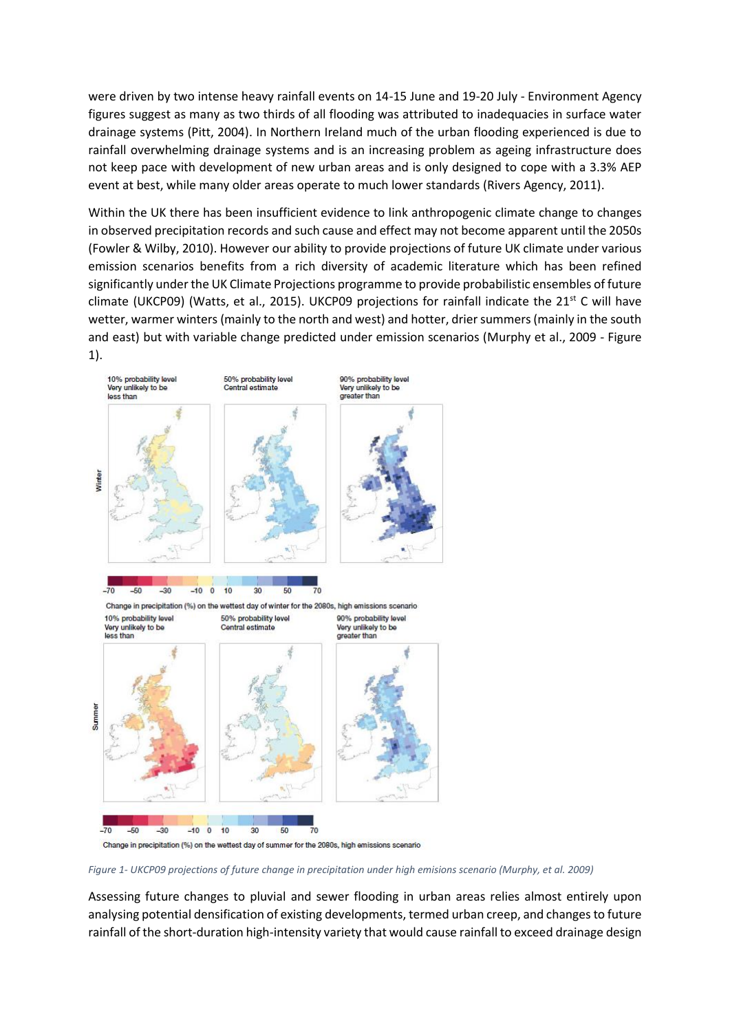were driven by two intense heavy rainfall events on 14-15 June and 19-20 July - Environment Agency figures suggest as many as two thirds of all flooding was attributed to inadequacies in surface water drainage systems (Pitt, 2004). In Northern Ireland much of the urban flooding experienced is due to rainfall overwhelming drainage systems and is an increasing problem as ageing infrastructure does not keep pace with development of new urban areas and is only designed to cope with a 3.3% AEP event at best, while many older areas operate to much lower standards (Rivers Agency, 2011).

Within the UK there has been insufficient evidence to link anthropogenic climate change to changes in observed precipitation records and such cause and effect may not become apparent until the 2050s (Fowler & Wilby, 2010). However our ability to provide projections of future UK climate under various emission scenarios benefits from a rich diversity of academic literature which has been refined significantly under the UK Climate Projections programme to provide probabilistic ensembles of future climate (UKCP09) (Watts, et al., 2015). UKCP09 projections for rainfall indicate the 21st C will have wetter, warmer winters (mainly to the north and west) and hotter, drier summers (mainly in the south and east) but with variable change predicted under emission scenarios (Murphy et al., 2009 - Figure 1).

*Figure 1- UKCP09 projections of future change in precipitation under high emisions scenario (Murphy, et al. 2009)*

Assessing future changes to pluvial and sewer flooding in urban areas relies almost entirely upon analysing potential densification of existing developments, termed urban creep, and changes to future rainfall of the short-duration high-intensity variety that would cause rainfall to exceed drainage design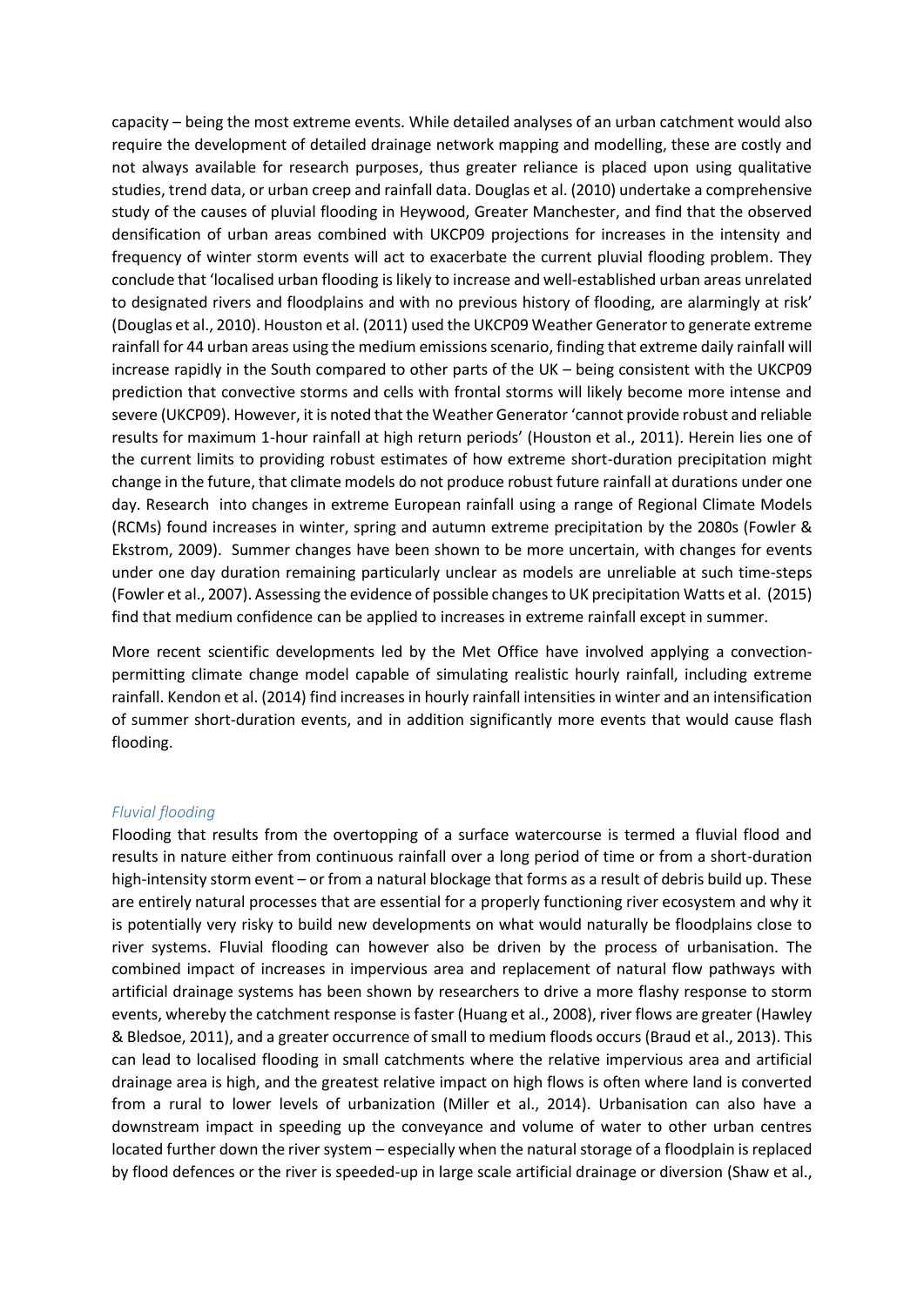capacity – being the most extreme events. While detailed analyses of an urban catchment would also require the development of detailed drainage network mapping and modelling, these are costly and not always available for research purposes, thus greater reliance is placed upon using qualitative studies, trend data, or urban creep and rainfall data. Douglas et al. (2010) undertake a comprehensive study of the causes of pluvial flooding in Heywood, Greater Manchester, and find that the observed densification of urban areas combined with UKCP09 projections for increases in the intensity and frequency of winter storm events will act to exacerbate the current pluvial flooding problem. They conclude that 'localised urban flooding is likely to increase and well-established urban areas unrelated to designated rivers and floodplains and with no previous history of flooding, are alarmingly at risk' (Douglas et al., 2010). Houston et al. (2011) used the UKCP09 Weather Generator to generate extreme rainfall for 44 urban areas using the medium emissions scenario, finding that extreme daily rainfall will increase rapidly in the South compared to other parts of the UK – being consistent with the UKCP09 prediction that convective storms and cells with frontal storms will likely become more intense and severe (UKCP09). However, it is noted that the Weather Generator 'cannot provide robust and reliable results for maximum 1-hour rainfall at high return periods' (Houston et al., 2011). Herein lies one of the current limits to providing robust estimates of how extreme short-duration precipitation might change in the future, that climate models do not produce robust future rainfall at durations under one day. Research into changes in extreme European rainfall using a range of Regional Climate Models (RCMs) found increases in winter, spring and autumn extreme precipitation by the 2080s (Fowler & Ekstrom, 2009). Summer changes have been shown to be more uncertain, with changes for events under one day duration remaining particularly unclear as models are unreliable at such time-steps (Fowler et al., 2007). Assessing the evidence of possible changes to UK precipitation Watts et al. (2015) find that medium confidence can be applied to increases in extreme rainfall except in summer.

More recent scientific developments led by the Met Office have involved applying a convection-permitting climate change model capable of simulating realistic hourly rainfall, including extreme rainfall. Kendon et al. (2014) find increases in hourly rainfall intensities in winter and an intensification of summer short-duration events, and in addition significantly more events that would cause flash flooding.

### *Fluvial flooding*

Flooding that results from the overtopping of a surface watercourse is termed a fluvial flood and results in nature either from continuous rainfall over a long period of time or from a short-duration high-intensity storm event – or from a natural blockage that forms as a result of debris build up. These are entirely natural processes that are essential for a properly functioning river ecosystem and why it is potentially very risky to build new developments on what would naturally be floodplains close to river systems. Fluvial flooding can however also be driven by the process of urbanisation. The combined impact of increases in impervious area and replacement of natural flow pathways with artificial drainage systems has been shown by researchers to drive a more flashy response to storm events, whereby the catchment response is faster (Huang et al., 2008), river flows are greater (Hawley & Bledsoe, 2011), and a greater occurrence of small to medium floods occurs (Braud et al., 2013). This can lead to localised flooding in small catchments where the relative impervious area and artificial drainage area is high, and the greatest relative impact on high flows is often where land is converted from a rural to lower levels of urbanization (Miller et al., 2014). Urbanisation can also have a downstream impact in speeding up the conveyance and volume of water to other urban centres located further down the river system – especially when the natural storage of a floodplain is replaced by flood defences or the river is speeded-up in large scale artificial drainage or diversion (Shaw et al.,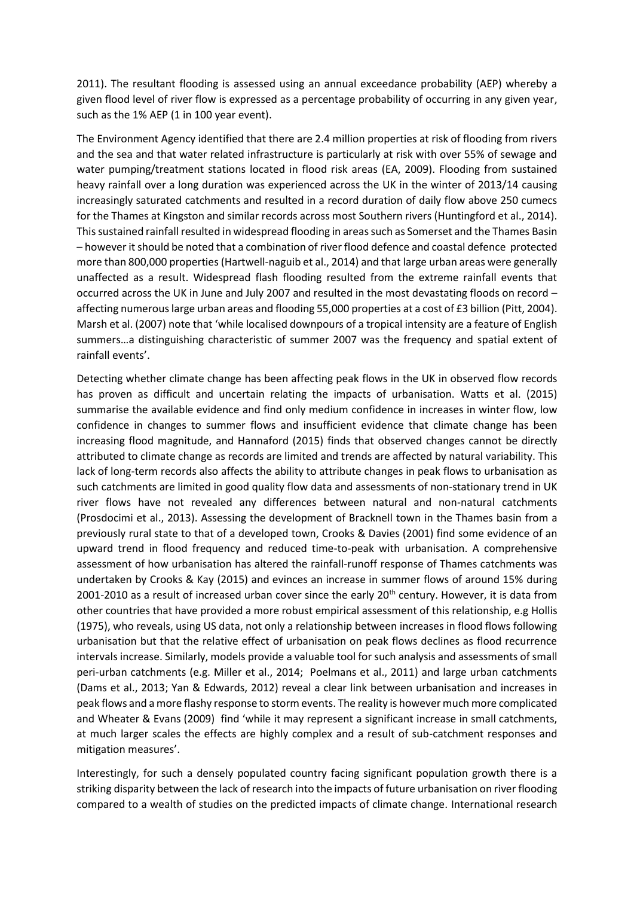2011). The resultant flooding is assessed using an annual exceedance probability (AEP) whereby a given flood level of river flow is expressed as a percentage probability of occurring in any given year, such as the 1% AEP (1 in 100 year event).

The Environment Agency identified that there are 2.4 million properties at risk of flooding from rivers and the sea and that water related infrastructure is particularly at risk with over 55% of sewage and water pumping/treatment stations located in flood risk areas (EA, 2009). Flooding from sustained heavy rainfall over a long duration was experienced across the UK in the winter of 2013/14 causing increasingly saturated catchments and resulted in a record duration of daily flow above 250 cumecs for the Thames at Kingston and similar records across most Southern rivers (Huntingford et al., 2014). This sustained rainfall resulted in widespread flooding in areas such as Somerset and the Thames Basin – however it should be noted that a combination of river flood defence and coastal defence protected more than 800,000 properties (Hartwell-naguib et al., 2014) and that large urban areas were generally unaffected as a result. Widespread flash flooding resulted from the extreme rainfall events that occurred across the UK in June and July 2007 and resulted in the most devastating floods on record – affecting numerous large urban areas and flooding 55,000 properties at a cost of £3 billion (Pitt, 2004). Marsh et al. (2007) note that 'while localised downpours of a tropical intensity are a feature of English summers…a distinguishing characteristic of summer 2007 was the frequency and spatial extent of rainfall events'.

Detecting whether climate change has been affecting peak flows in the UK in observed flow records has proven as difficult and uncertain relating the impacts of urbanisation. Watts et al. (2015) summarise the available evidence and find only medium confidence in increases in winter flow, low confidence in changes to summer flows and insufficient evidence that climate change has been increasing flood magnitude, and Hannaford (2015) finds that observed changes cannot be directly attributed to climate change as records are limited and trends are affected by natural variability. This lack of long-term records also affects the ability to attribute changes in peak flows to urbanisation as such catchments are limited in good quality flow data and assessments of non-stationary trend in UK river flows have not revealed any differences between natural and non-natural catchments (Prosdocimi et al., 2013). Assessing the development of Bracknell town in the Thames basin from a previously rural state to that of a developed town, Crooks & Davies (2001) find some evidence of an upward trend in flood frequency and reduced time-to-peak with urbanisation. A comprehensive assessment of how urbanisation has altered the rainfall-runoff response of Thames catchments was undertaken by Crooks & Kay (2015) and evinces an increase in summer flows of around 15% during 2001-2010 as a result of increased urban cover since the early 20th century. However, it is data from other countries that have provided a more robust empirical assessment of this relationship, e.g Hollis (1975), who reveals, using US data, not only a relationship between increases in flood flows following urbanisation but that the relative effect of urbanisation on peak flows declines as flood recurrence intervals increase. Similarly, models provide a valuable tool for such analysis and assessments of small peri-urban catchments (e.g. Miller et al., 2014; Poelmans et al., 2011) and large urban catchments (Dams et al., 2013; Yan & Edwards, 2012) reveal a clear link between urbanisation and increases in peak flows and a more flashy response to storm events. The reality is however much more complicated and Wheater & Evans (2009) find 'while it may represent a significant increase in small catchments, at much larger scales the effects are highly complex and a result of sub-catchment responses and mitigation measures'.

Interestingly, for such a densely populated country facing significant population growth there is a striking disparity between the lack of research into the impacts of future urbanisation on river flooding compared to a wealth of studies on the predicted impacts of climate change. International research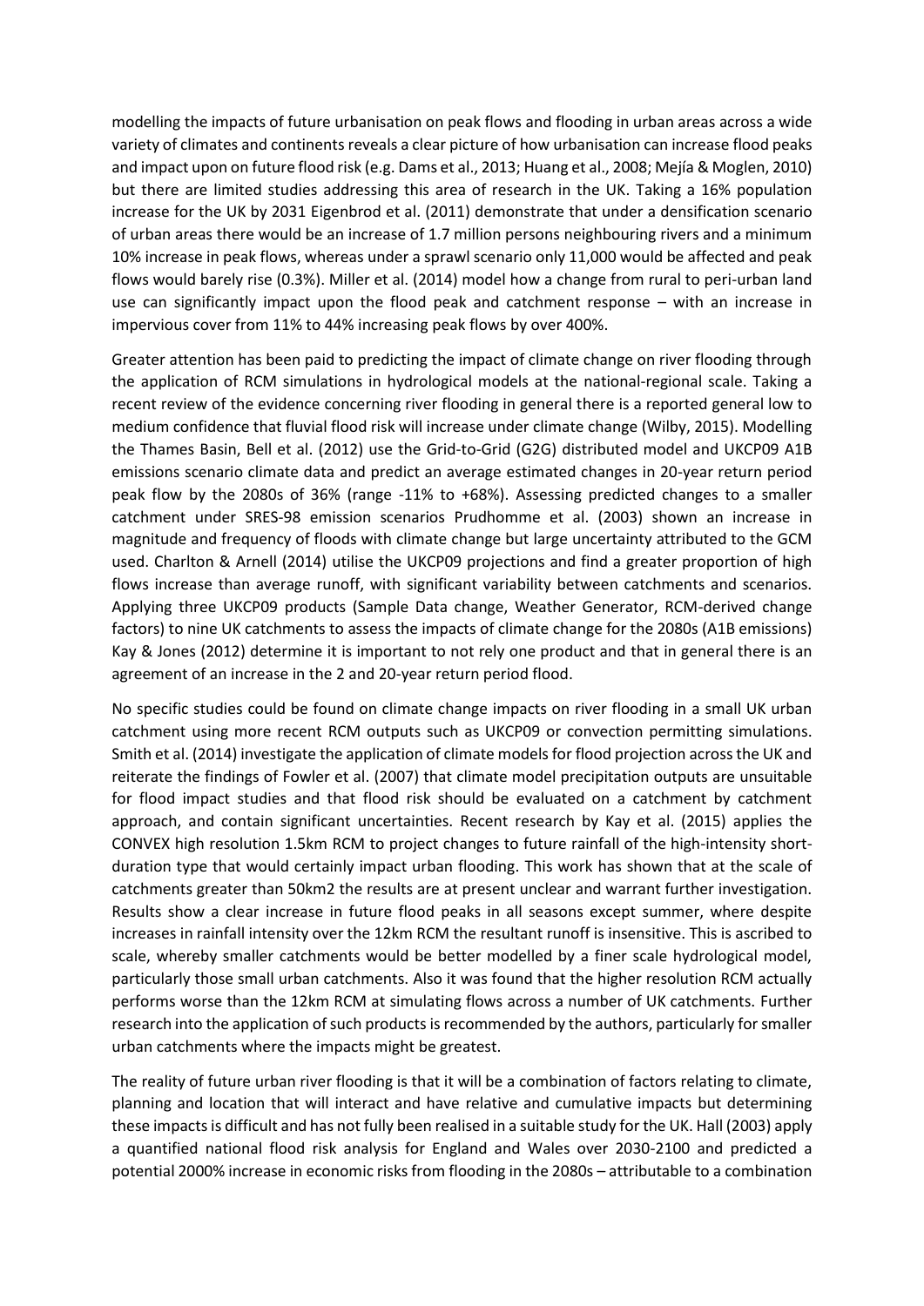modelling the impacts of future urbanisation on peak flows and flooding in urban areas across a wide variety of climates and continents reveals a clear picture of how urbanisation can increase flood peaks and impact upon on future flood risk (e.g. Dams et al., 2013; Huang et al., 2008; Mejía & Moglen, 2010) but there are limited studies addressing this area of research in the UK. Taking a 16% population increase for the UK by 2031 Eigenbrod et al. (2011) demonstrate that under a densification scenario of urban areas there would be an increase of 1.7 million persons neighbouring rivers and a minimum 10% increase in peak flows, whereas under a sprawl scenario only 11,000 would be affected and peak flows would barely rise (0.3%). Miller et al. (2014) model how a change from rural to peri-urban land use can significantly impact upon the flood peak and catchment response – with an increase in impervious cover from 11% to 44% increasing peak flows by over 400%.

Greater attention has been paid to predicting the impact of climate change on river flooding through the application of RCM simulations in hydrological models at the national-regional scale. Taking a recent review of the evidence concerning river flooding in general there is a reported general low to medium confidence that fluvial flood risk will increase under climate change (Wilby, 2015). Modelling the Thames Basin, Bell et al. (2012) use the Grid-to-Grid (G2G) distributed model and UKCP09 A1B emissions scenario climate data and predict an average estimated changes in 20-year return period peak flow by the 2080s of 36% (range -11% to +68%). Assessing predicted changes to a smaller catchment under SRES-98 emission scenarios Prudhomme et al. (2003) shown an increase in magnitude and frequency of floods with climate change but large uncertainty attributed to the GCM used. Charlton & Arnell (2014) utilise the UKCP09 projections and find a greater proportion of high flows increase than average runoff, with significant variability between catchments and scenarios. Applying three UKCP09 products (Sample Data change, Weather Generator, RCM-derived change factors) to nine UK catchments to assess the impacts of climate change for the 2080s (A1B emissions) Kay & Jones (2012) determine it is important to not rely one product and that in general there is an agreement of an increase in the 2 and 20-year return period flood.

No specific studies could be found on climate change impacts on river flooding in a small UK urban catchment using more recent RCM outputs such as UKCP09 or convection permitting simulations. Smith et al. (2014) investigate the application of climate models for flood projection across the UK and reiterate the findings of Fowler et al. (2007) that climate model precipitation outputs are unsuitable for flood impact studies and that flood risk should be evaluated on a catchment by catchment approach, and contain significant uncertainties. Recent research by Kay et al. (2015) applies the CONVEX high resolution 1.5km RCM to project changes to future rainfall of the high-intensity short-duration type that would certainly impact urban flooding. This work has shown that at the scale of catchments greater than 50km2 the results are at present unclear and warrant further investigation. Results show a clear increase in future flood peaks in all seasons except summer, where despite increases in rainfall intensity over the 12km RCM the resultant runoff is insensitive. This is ascribed to scale, whereby smaller catchments would be better modelled by a finer scale hydrological model, particularly those small urban catchments. Also it was found that the higher resolution RCM actually performs worse than the 12km RCM at simulating flows across a number of UK catchments. Further research into the application of such products is recommended by the authors, particularly for smaller urban catchments where the impacts might be greatest.

The reality of future urban river flooding is that it will be a combination of factors relating to climate, planning and location that will interact and have relative and cumulative impacts but determining these impacts is difficult and has not fully been realised in a suitable study for the UK. Hall (2003) apply a quantified national flood risk analysis for England and Wales over 2030-2100 and predicted a potential 2000% increase in economic risks from flooding in the 2080s – attributable to a combination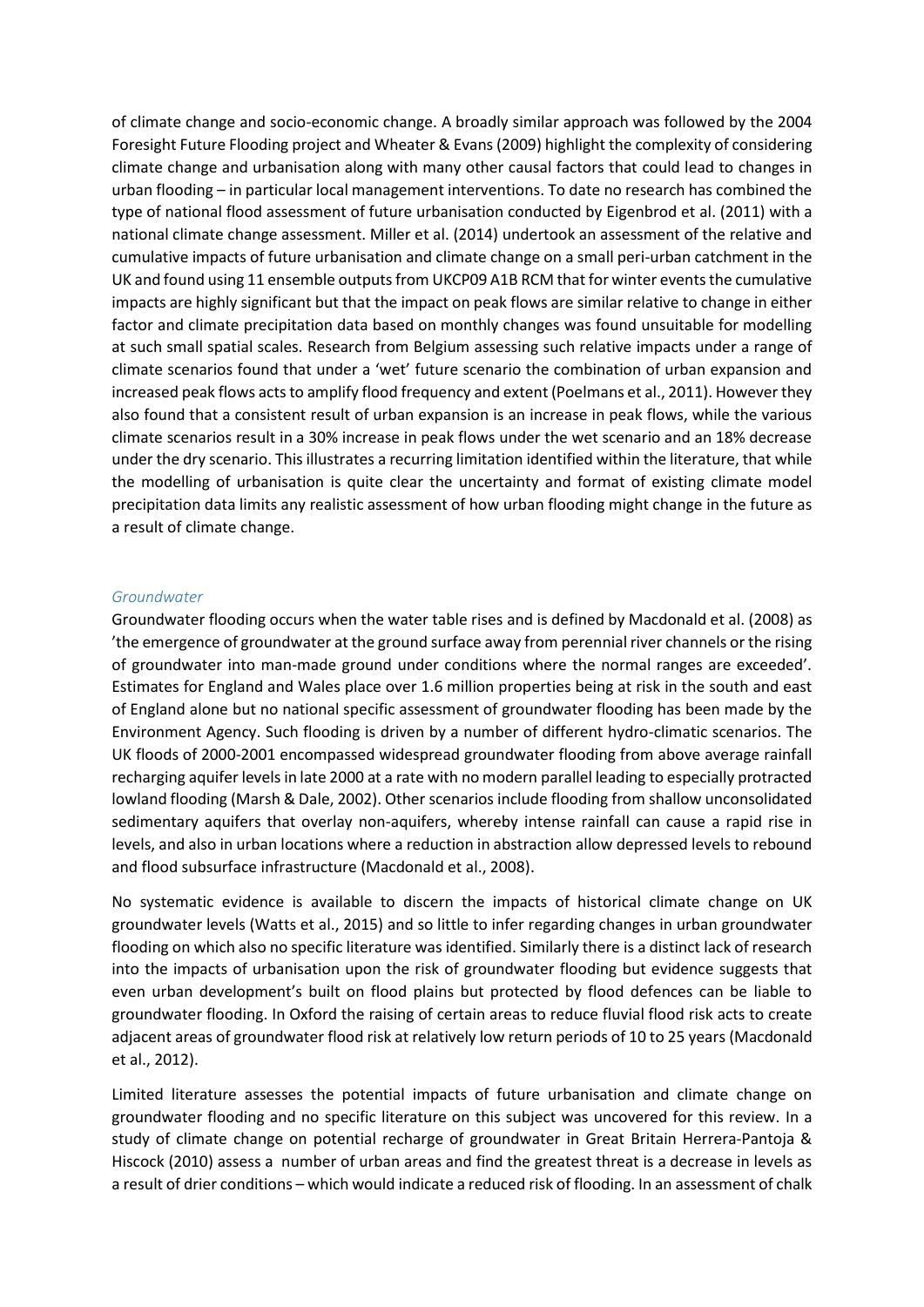of climate change and socio-economic change. A broadly similar approach was followed by the 2004 Foresight Future Flooding project and Wheater & Evans (2009) highlight the complexity of considering climate change and urbanisation along with many other causal factors that could lead to changes in urban flooding – in particular local management interventions. To date no research has combined the type of national flood assessment of future urbanisation conducted by Eigenbrod et al. (2011) with a national climate change assessment. Miller et al. (2014) undertook an assessment of the relative and cumulative impacts of future urbanisation and climate change on a small peri-urban catchment in the UK and found using 11 ensemble outputs from UKCP09 A1B RCM that for winter events the cumulative impacts are highly significant but that the impact on peak flows are similar relative to change in either factor and climate precipitation data based on monthly changes was found unsuitable for modelling at such small spatial scales. Research from Belgium assessing such relative impacts under a range of climate scenarios found that under a 'wet' future scenario the combination of urban expansion and increased peak flows acts to amplify flood frequency and extent (Poelmans et al., 2011). However they also found that a consistent result of urban expansion is an increase in peak flows, while the various climate scenarios result in a 30% increase in peak flows under the wet scenario and an 18% decrease under the dry scenario. This illustrates a recurring limitation identified within the literature, that while the modelling of urbanisation is quite clear the uncertainty and format of existing climate model precipitation data limits any realistic assessment of how urban flooding might change in the future as a result of climate change.

### *Groundwater*

Groundwater flooding occurs when the water table rises and is defined by Macdonald et al. (2008) as 'the emergence of groundwater at the ground surface away from perennial river channels or the rising of groundwater into man-made ground under conditions where the normal ranges are exceeded'. Estimates for England and Wales place over 1.6 million properties being at risk in the south and east of England alone but no national specific assessment of groundwater flooding has been made by the Environment Agency. Such flooding is driven by a number of different hydro-climatic scenarios. The UK floods of 2000-2001 encompassed widespread groundwater flooding from above average rainfall recharging aquifer levels in late 2000 at a rate with no modern parallel leading to especially protracted lowland flooding (Marsh & Dale, 2002). Other scenarios include flooding from shallow unconsolidated sedimentary aquifers that overlay non-aquifers, whereby intense rainfall can cause a rapid rise in levels, and also in urban locations where a reduction in abstraction allow depressed levels to rebound and flood subsurface infrastructure (Macdonald et al., 2008).

No systematic evidence is available to discern the impacts of historical climate change on UK groundwater levels (Watts et al., 2015) and so little to infer regarding changes in urban groundwater flooding on which also no specific literature was identified. Similarly there is a distinct lack of research into the impacts of urbanisation upon the risk of groundwater flooding but evidence suggests that even urban development's built on flood plains but protected by flood defences can be liable to groundwater flooding. In Oxford the raising of certain areas to reduce fluvial flood risk acts to create adjacent areas of groundwater flood risk at relatively low return periods of 10 to 25 years (Macdonald et al., 2012).

Limited literature assesses the potential impacts of future urbanisation and climate change on groundwater flooding and no specific literature on this subject was uncovered for this review. In a study of climate change on potential recharge of groundwater in Great Britain Herrera-Pantoja & Hiscock (2010) assess a number of urban areas and find the greatest threat is a decrease in levels as a result of drier conditions – which would indicate a reduced risk of flooding. In an assessment of chalk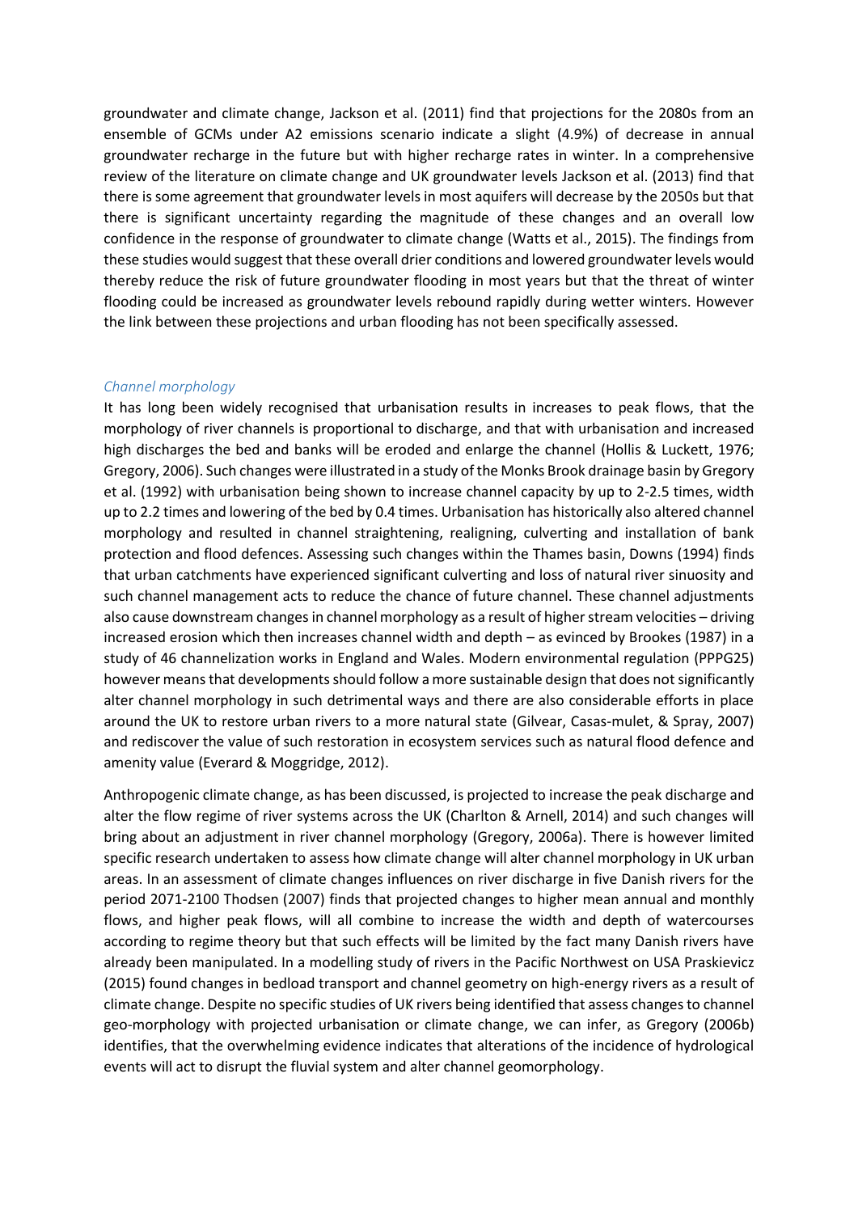groundwater and climate change, Jackson et al. (2011) find that projections for the 2080s from an ensemble of GCMs under A2 emissions scenario indicate a slight (4.9%) of decrease in annual groundwater recharge in the future but with higher recharge rates in winter. In a comprehensive review of the literature on climate change and UK groundwater levels Jackson et al. (2013) find that there is some agreement that groundwater levels in most aquifers will decrease by the 2050s but that there is significant uncertainty regarding the magnitude of these changes and an overall low confidence in the response of groundwater to climate change (Watts et al., 2015). The findings from these studies would suggest that these overall drier conditions and lowered groundwater levels would thereby reduce the risk of future groundwater flooding in most years but that the threat of winter flooding could be increased as groundwater levels rebound rapidly during wetter winters. However the link between these projections and urban flooding has not been specifically assessed.

### *Channel morphology*

It has long been widely recognised that urbanisation results in increases to peak flows, that the morphology of river channels is proportional to discharge, and that with urbanisation and increased high discharges the bed and banks will be eroded and enlarge the channel (Hollis & Luckett, 1976; Gregory, 2006). Such changes were illustrated in a study of the Monks Brook drainage basin by Gregory et al. (1992) with urbanisation being shown to increase channel capacity by up to 2-2.5 times, width up to 2.2 times and lowering of the bed by 0.4 times. Urbanisation has historically also altered channel morphology and resulted in channel straightening, realigning, culverting and installation of bank protection and flood defences. Assessing such changes within the Thames basin, Downs (1994) finds that urban catchments have experienced significant culverting and loss of natural river sinuosity and such channel management acts to reduce the chance of future channel. These channel adjustments also cause downstream changes in channel morphology as a result of higher stream velocities – driving increased erosion which then increases channel width and depth – as evinced by Brookes (1987) in a study of 46 channelization works in England and Wales. Modern environmental regulation (PPPG25) however means that developments should follow a more sustainable design that does not significantly alter channel morphology in such detrimental ways and there are also considerable efforts in place around the UK to restore urban rivers to a more natural state (Gilvear, Casas-mulet, & Spray, 2007) and rediscover the value of such restoration in ecosystem services such as natural flood defence and amenity value (Everard & Moggridge, 2012).

Anthropogenic climate change, as has been discussed, is projected to increase the peak discharge and alter the flow regime of river systems across the UK (Charlton & Arnell, 2014) and such changes will bring about an adjustment in river channel morphology (Gregory, 2006a). There is however limited specific research undertaken to assess how climate change will alter channel morphology in UK urban areas. In an assessment of climate changes influences on river discharge in five Danish rivers for the period 2071-2100 Thodsen (2007) finds that projected changes to higher mean annual and monthly flows, and higher peak flows, will all combine to increase the width and depth of watercourses according to regime theory but that such effects will be limited by the fact many Danish rivers have already been manipulated. In a modelling study of rivers in the Pacific Northwest on USA Praskievicz (2015) found changes in bedload transport and channel geometry on high-energy rivers as a result of climate change. Despite no specific studies of UK rivers being identified that assess changes to channel geo-morphology with projected urbanisation or climate change, we can infer, as Gregory (2006b) identifies, that the overwhelming evidence indicates that alterations of the incidence of hydrological events will act to disrupt the fluvial system and alter channel geomorphology.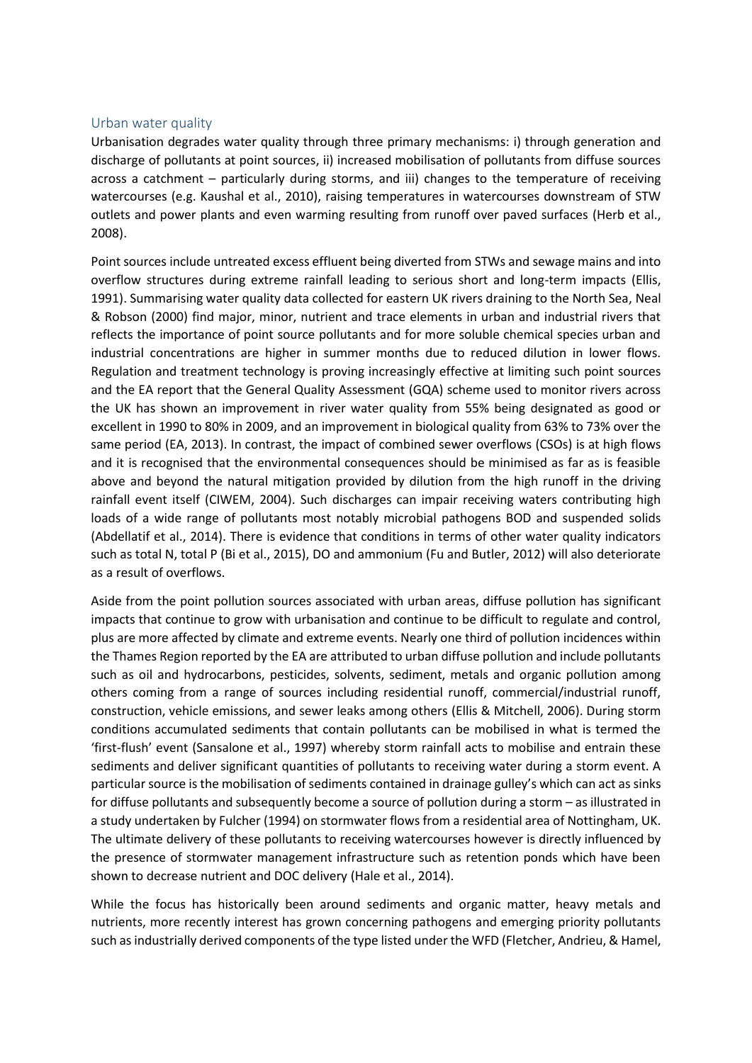## Urban water quality

Urbanisation degrades water quality through three primary mechanisms: i) through generation and discharge of pollutants at point sources, ii) increased mobilisation of pollutants from diffuse sources across a catchment – particularly during storms, and iii) changes to the temperature of receiving watercourses (e.g. Kaushal et al., 2010), raising temperatures in watercourses downstream of STW outlets and power plants and even warming resulting from runoff over paved surfaces (Herb et al., 2008).

Point sources include untreated excess effluent being diverted from STWs and sewage mains and into overflow structures during extreme rainfall leading to serious short and long-term impacts (Ellis, 1991). Summarising water quality data collected for eastern UK rivers draining to the North Sea, Neal & Robson (2000) find major, minor, nutrient and trace elements in urban and industrial rivers that reflects the importance of point source pollutants and for more soluble chemical species urban and industrial concentrations are higher in summer months due to reduced dilution in lower flows. Regulation and treatment technology is proving increasingly effective at limiting such point sources and the EA report that the General Quality Assessment (GQA) scheme used to monitor rivers across the UK has shown an improvement in river water quality from 55% being designated as good or excellent in 1990 to 80% in 2009, and an improvement in biological quality from 63% to 73% over the same period (EA, 2013). In contrast, the impact of combined sewer overflows (CSOs) is at high flows and it is recognised that the environmental consequences should be minimised as far as is feasible above and beyond the natural mitigation provided by dilution from the high runoff in the driving rainfall event itself (CIWEM, 2004). Such discharges can impair receiving waters contributing high loads of a wide range of pollutants most notably microbial pathogens BOD and suspended solids (Abdellatif et al., 2014). There is evidence that conditions in terms of other water quality indicators such as total N, total P (Bi et al., 2015), DO and ammonium (Fu and Butler, 2012) will also deteriorate as a result of overflows.

Aside from the point pollution sources associated with urban areas, diffuse pollution has significant impacts that continue to grow with urbanisation and continue to be difficult to regulate and control, plus are more affected by climate and extreme events. Nearly one third of pollution incidences within the Thames Region reported by the EA are attributed to urban diffuse pollution and include pollutants such as oil and hydrocarbons, pesticides, solvents, sediment, metals and organic pollution among others coming from a range of sources including residential runoff, commercial/industrial runoff, construction, vehicle emissions, and sewer leaks among others (Ellis & Mitchell, 2006). During storm conditions accumulated sediments that contain pollutants can be mobilised in what is termed the 'first-flush' event (Sansalone et al., 1997) whereby storm rainfall acts to mobilise and entrain these sediments and deliver significant quantities of pollutants to receiving water during a storm event. A particular source is the mobilisation of sediments contained in drainage gulley's which can act as sinks for diffuse pollutants and subsequently become a source of pollution during a storm – as illustrated in a study undertaken by Fulcher (1994) on stormwater flows from a residential area of Nottingham, UK. The ultimate delivery of these pollutants to receiving watercourses however is directly influenced by the presence of stormwater management infrastructure such as retention ponds which have been shown to decrease nutrient and DOC delivery (Hale et al., 2014).

While the focus has historically been around sediments and organic matter, heavy metals and nutrients, more recently interest has grown concerning pathogens and emerging priority pollutants such as industrially derived components of the type listed under the WFD (Fletcher, Andrieu, & Hamel,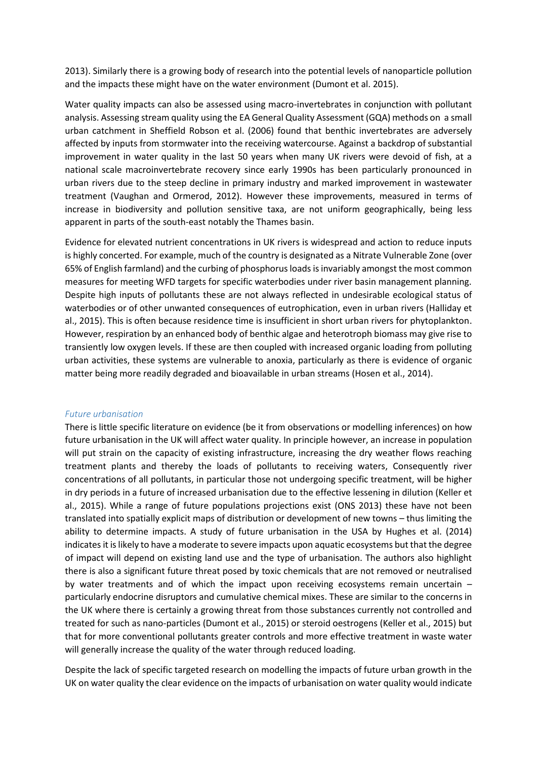2013). Similarly there is a growing body of research into the potential levels of nanoparticle pollution and the impacts these might have on the water environment (Dumont et al. 2015).

Water quality impacts can also be assessed using macro-invertebrates in conjunction with pollutant analysis. Assessing stream quality using the EA General Quality Assessment (GQA) methods on a small urban catchment in Sheffield Robson et al. (2006) found that benthic invertebrates are adversely affected by inputs from stormwater into the receiving watercourse. Against a backdrop of substantial improvement in water quality in the last 50 years when many UK rivers were devoid of fish, at a national scale macroinvertebrate recovery since early 1990s has been particularly pronounced in urban rivers due to the steep decline in primary industry and marked improvement in wastewater treatment (Vaughan and Ormerod, 2012). However these improvements, measured in terms of increase in biodiversity and pollution sensitive taxa, are not uniform geographically, being less apparent in parts of the south-east notably the Thames basin.

Evidence for elevated nutrient concentrations in UK rivers is widespread and action to reduce inputs is highly concerted. For example, much of the country is designated as a Nitrate Vulnerable Zone (over 65% of English farmland) and the curbing of phosphorus loads is invariably amongst the most common measures for meeting WFD targets for specific waterbodies under river basin management planning. Despite high inputs of pollutants these are not always reflected in undesirable ecological status of waterbodies or of other unwanted consequences of eutrophication, even in urban rivers (Halliday et al., 2015). This is often because residence time is insufficient in short urban rivers for phytoplankton. However, respiration by an enhanced body of benthic algae and heterotroph biomass may give rise to transiently low oxygen levels. If these are then coupled with increased organic loading from polluting urban activities, these systems are vulnerable to anoxia, particularly as there is evidence of organic matter being more readily degraded and bioavailable in urban streams (Hosen et al., 2014).

### *Future urbanisation*

There is little specific literature on evidence (be it from observations or modelling inferences) on how future urbanisation in the UK will affect water quality. In principle however, an increase in population will put strain on the capacity of existing infrastructure, increasing the dry weather flows reaching treatment plants and thereby the loads of pollutants to receiving waters, Consequently river concentrations of all pollutants, in particular those not undergoing specific treatment, will be higher in dry periods in a future of increased urbanisation due to the effective lessening in dilution (Keller et al., 2015). While a range of future populations projections exist (ONS 2013) these have not been translated into spatially explicit maps of distribution or development of new towns – thus limiting the ability to determine impacts. A study of future urbanisation in the USA by Hughes et al. (2014) indicates it is likely to have a moderate to severe impacts upon aquatic ecosystems but that the degree of impact will depend on existing land use and the type of urbanisation. The authors also highlight there is also a significant future threat posed by toxic chemicals that are not removed or neutralised by water treatments and of which the impact upon receiving ecosystems remain uncertain – particularly endocrine disruptors and cumulative chemical mixes. These are similar to the concerns in the UK where there is certainly a growing threat from those substances currently not controlled and treated for such as nano-particles (Dumont et al., 2015) or steroid oestrogens (Keller et al., 2015) but that for more conventional pollutants greater controls and more effective treatment in waste water will generally increase the quality of the water through reduced loading.

Despite the lack of specific targeted research on modelling the impacts of future urban growth in the UK on water quality the clear evidence on the impacts of urbanisation on water quality would indicate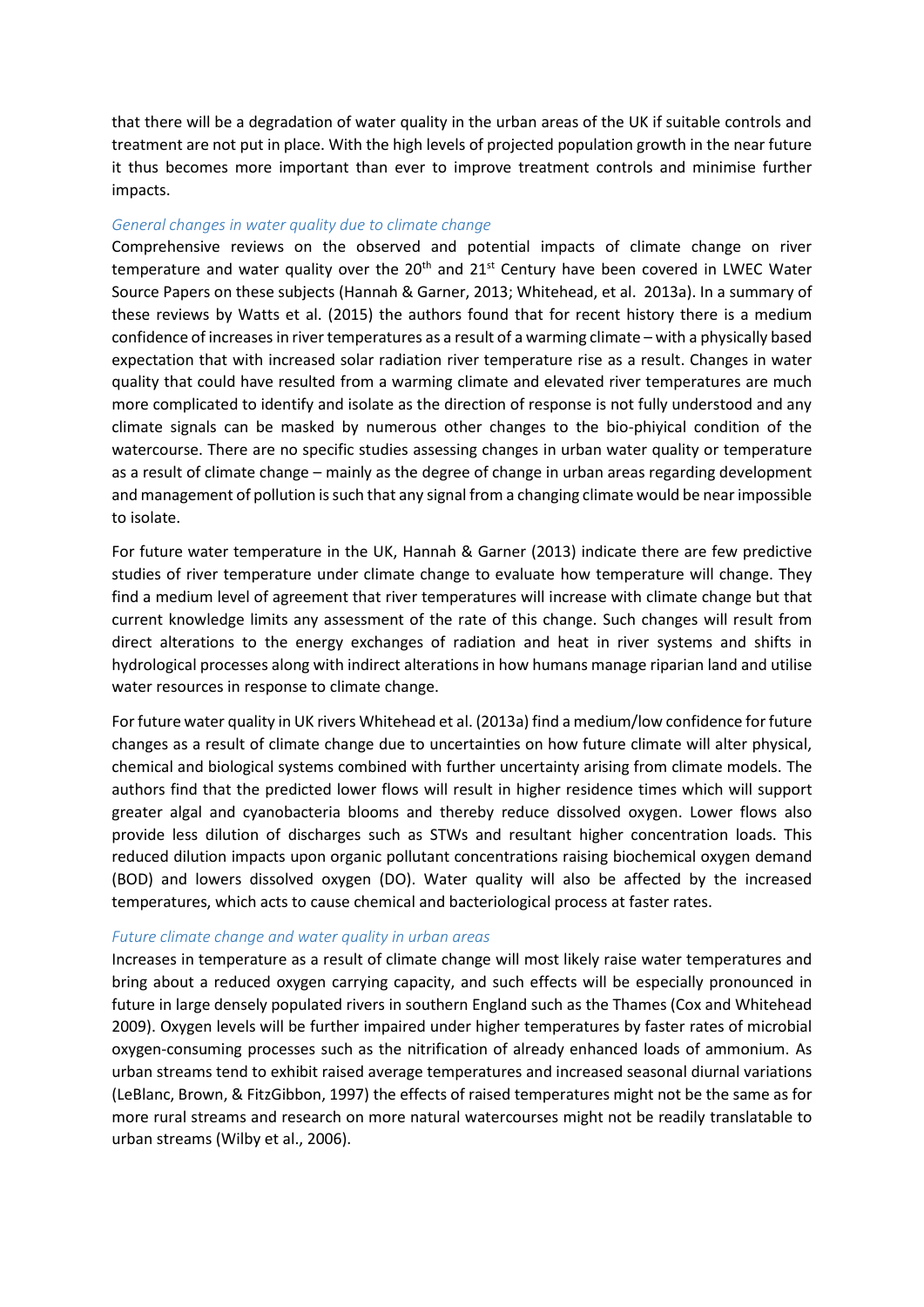that there will be a degradation of water quality in the urban areas of the UK if suitable controls and treatment are not put in place. With the high levels of projected population growth in the near future it thus becomes more important than ever to improve treatment controls and minimise further impacts.

### *General changes in water quality due to climate change*

Comprehensive reviews on the observed and potential impacts of climate change on river temperature and water quality over the 20th and 21st Century have been covered in LWEC Water Source Papers on these subjects (Hannah & Garner, 2013; Whitehead, et al. 2013a). In a summary of these reviews by Watts et al. (2015) the authors found that for recent history there is a medium confidence of increases in river temperatures as a result of a warming climate – with a physically based expectation that with increased solar radiation river temperature rise as a result. Changes in water quality that could have resulted from a warming climate and elevated river temperatures are much more complicated to identify and isolate as the direction of response is not fully understood and any climate signals can be masked by numerous other changes to the bio-phiyical condition of the watercourse. There are no specific studies assessing changes in urban water quality or temperature as a result of climate change – mainly as the degree of change in urban areas regarding development and management of pollution is such that any signal from a changing climate would be near impossible to isolate.

For future water temperature in the UK, Hannah & Garner (2013) indicate there are few predictive studies of river temperature under climate change to evaluate how temperature will change. They find a medium level of agreement that river temperatures will increase with climate change but that current knowledge limits any assessment of the rate of this change. Such changes will result from direct alterations to the energy exchanges of radiation and heat in river systems and shifts in hydrological processes along with indirect alterations in how humans manage riparian land and utilise water resources in response to climate change.

For future water quality in UK rivers Whitehead et al. (2013a) find a medium/low confidence for future changes as a result of climate change due to uncertainties on how future climate will alter physical, chemical and biological systems combined with further uncertainty arising from climate models. The authors find that the predicted lower flows will result in higher residence times which will support greater algal and cyanobacteria blooms and thereby reduce dissolved oxygen. Lower flows also provide less dilution of discharges such as STWs and resultant higher concentration loads. This reduced dilution impacts upon organic pollutant concentrations raising biochemical oxygen demand (BOD) and lowers dissolved oxygen (DO). Water quality will also be affected by the increased temperatures, which acts to cause chemical and bacteriological process at faster rates.

### *Future climate change and water quality in urban areas*

Increases in temperature as a result of climate change will most likely raise water temperatures and bring about a reduced oxygen carrying capacity, and such effects will be especially pronounced in future in large densely populated rivers in southern England such as the Thames (Cox and Whitehead 2009). Oxygen levels will be further impaired under higher temperatures by faster rates of microbial oxygen-consuming processes such as the nitrification of already enhanced loads of ammonium. As urban streams tend to exhibit raised average temperatures and increased seasonal diurnal variations (LeBlanc, Brown, & FitzGibbon, 1997) the effects of raised temperatures might not be the same as for more rural streams and research on more natural watercourses might not be readily translatable to urban streams (Wilby et al., 2006).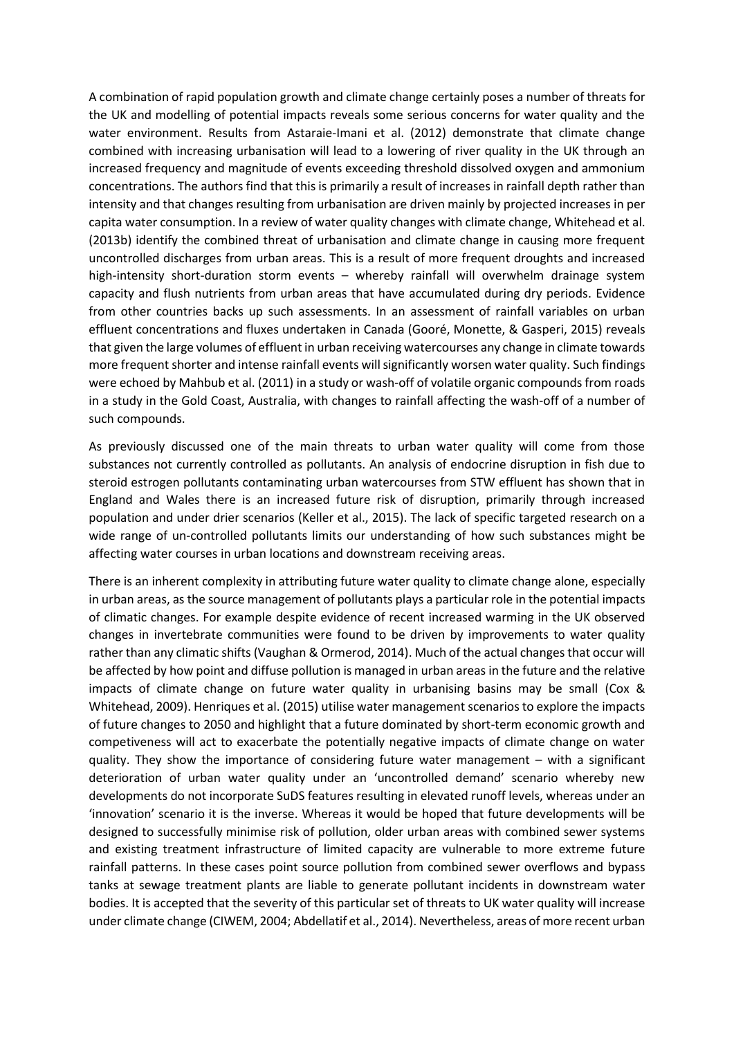A combination of rapid population growth and climate change certainly poses a number of threats for the UK and modelling of potential impacts reveals some serious concerns for water quality and the water environment. Results from Astaraie-Imani et al. (2012) demonstrate that climate change combined with increasing urbanisation will lead to a lowering of river quality in the UK through an increased frequency and magnitude of events exceeding threshold dissolved oxygen and ammonium concentrations. The authors find that this is primarily a result of increases in rainfall depth rather than intensity and that changes resulting from urbanisation are driven mainly by projected increases in per capita water consumption. In a review of water quality changes with climate change, Whitehead et al. (2013b) identify the combined threat of urbanisation and climate change in causing more frequent uncontrolled discharges from urban areas. This is a result of more frequent droughts and increased high-intensity short-duration storm events – whereby rainfall will overwhelm drainage system capacity and flush nutrients from urban areas that have accumulated during dry periods. Evidence from other countries backs up such assessments. In an assessment of rainfall variables on urban effluent concentrations and fluxes undertaken in Canada (Gooré, Monette, & Gasperi, 2015) reveals that given the large volumes of effluent in urban receiving watercourses any change in climate towards more frequent shorter and intense rainfall events will significantly worsen water quality. Such findings were echoed by Mahbub et al. (2011) in a study or wash-off of volatile organic compounds from roads in a study in the Gold Coast, Australia, with changes to rainfall affecting the wash-off of a number of such compounds.

As previously discussed one of the main threats to urban water quality will come from those substances not currently controlled as pollutants. An analysis of endocrine disruption in fish due to steroid estrogen pollutants contaminating urban watercourses from STW effluent has shown that in England and Wales there is an increased future risk of disruption, primarily through increased population and under drier scenarios (Keller et al., 2015). The lack of specific targeted research on a wide range of un-controlled pollutants limits our understanding of how such substances might be affecting water courses in urban locations and downstream receiving areas.

There is an inherent complexity in attributing future water quality to climate change alone, especially in urban areas, as the source management of pollutants plays a particular role in the potential impacts of climatic changes. For example despite evidence of recent increased warming in the UK observed changes in invertebrate communities were found to be driven by improvements to water quality rather than any climatic shifts (Vaughan & Ormerod, 2014). Much of the actual changes that occur will be affected by how point and diffuse pollution is managed in urban areas in the future and the relative impacts of climate change on future water quality in urbanising basins may be small (Cox & Whitehead, 2009). Henriques et al. (2015) utilise water management scenarios to explore the impacts of future changes to 2050 and highlight that a future dominated by short-term economic growth and competiveness will act to exacerbate the potentially negative impacts of climate change on water quality. They show the importance of considering future water management – with a significant deterioration of urban water quality under an 'uncontrolled demand' scenario whereby new developments do not incorporate SuDS features resulting in elevated runoff levels, whereas under an 'innovation' scenario it is the inverse. Whereas it would be hoped that future developments will be designed to successfully minimise risk of pollution, older urban areas with combined sewer systems and existing treatment infrastructure of limited capacity are vulnerable to more extreme future rainfall patterns. In these cases point source pollution from combined sewer overflows and bypass tanks at sewage treatment plants are liable to generate pollutant incidents in downstream water bodies. It is accepted that the severity of this particular set of threats to UK water quality will increase under climate change (CIWEM, 2004; Abdellatif et al., 2014). Nevertheless, areas of more recent urban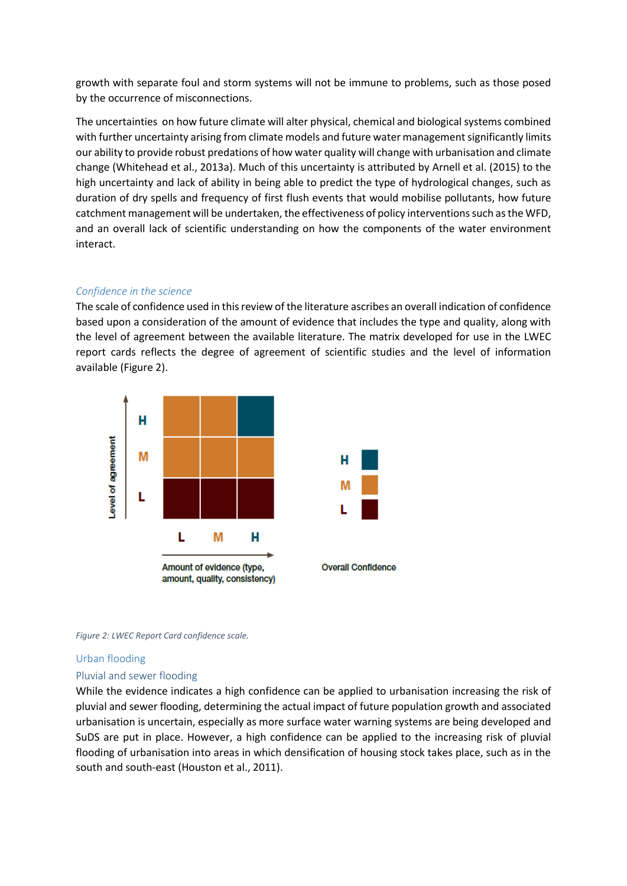growth with separate foul and storm systems will not be immune to problems, such as those posed by the occurrence of misconnections.

The uncertainties on how future climate will alter physical, chemical and biological systems combined with further uncertainty arising from climate models and future water management significantly limits our ability to provide robust predations of how water quality will change with urbanisation and climate change (Whitehead et al., 2013a). Much of this uncertainty is attributed by Arnell et al. (2015) to the high uncertainty and lack of ability in being able to predict the type of hydrological changes, such as duration of dry spells and frequency of first flush events that would mobilise pollutants, how future catchment management will be undertaken, the effectiveness of policy interventions such as the WFD, and an overall lack of scientific understanding on how the components of the water environment interact.

### *Confidence in the science*

The scale of confidence used in this review of the literature ascribes an overall indication of confidence based upon a consideration of the amount of evidence that includes the type and quality, along with the level of agreement between the available literature. The matrix developed for use in the LWEC report cards reflects the degree of agreement of scientific studies and the level of information available (Figure 2).

| Level of agreement | L | M | H |
|---|---|---|---|
| H | M | M | H |
| M | M | M | M |
| L | L | L | L |

Amount of evidence (type, amount, quality, consistency)

Overall Confidence: H, M, L

*Figure 2: LWEC Report Card confidence scale.*

## Urban flooding

### Pluvial and sewer flooding

While the evidence indicates a high confidence can be applied to urbanisation increasing the risk of pluvial and sewer flooding, determining the actual impact of future population growth and associated urbanisation is uncertain, especially as more surface water warning systems are being developed and SuDS are put in place. However, a high confidence can be applied to the increasing risk of pluvial flooding of urbanisation into areas in which densification of housing stock takes place, such as in the south and south-east (Houston et al., 2011).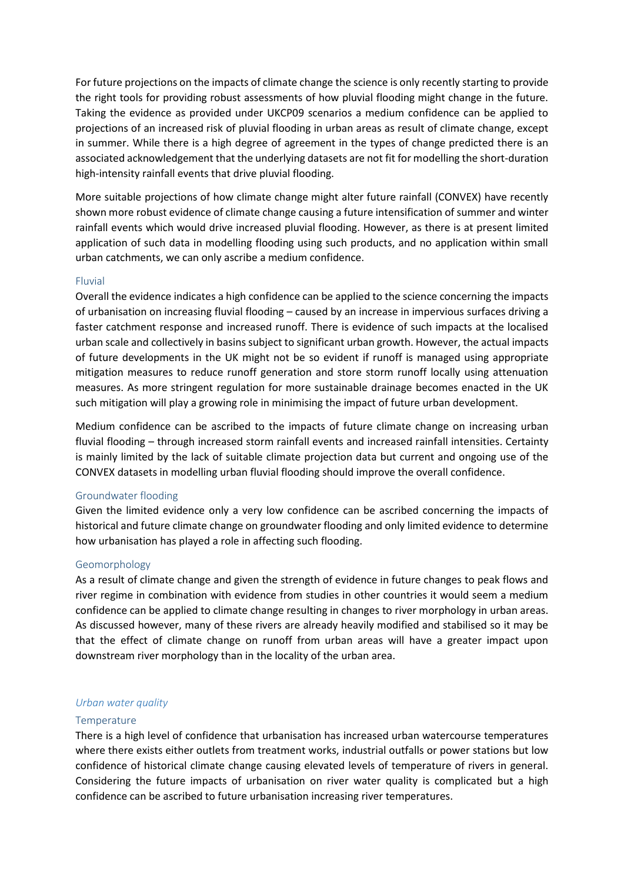For future projections on the impacts of climate change the science is only recently starting to provide the right tools for providing robust assessments of how pluvial flooding might change in the future. Taking the evidence as provided under UKCP09 scenarios a medium confidence can be applied to projections of an increased risk of pluvial flooding in urban areas as result of climate change, except in summer. While there is a high degree of agreement in the types of change predicted there is an associated acknowledgement that the underlying datasets are not fit for modelling the short-duration high-intensity rainfall events that drive pluvial flooding.

More suitable projections of how climate change might alter future rainfall (CONVEX) have recently shown more robust evidence of climate change causing a future intensification of summer and winter rainfall events which would drive increased pluvial flooding. However, as there is at present limited application of such data in modelling flooding using such products, and no application within small urban catchments, we can only ascribe a medium confidence.

#### Fluvial

Overall the evidence indicates a high confidence can be applied to the science concerning the impacts of urbanisation on increasing fluvial flooding – caused by an increase in impervious surfaces driving a faster catchment response and increased runoff. There is evidence of such impacts at the localised urban scale and collectively in basins subject to significant urban growth. However, the actual impacts of future developments in the UK might not be so evident if runoff is managed using appropriate mitigation measures to reduce runoff generation and store storm runoff locally using attenuation measures. As more stringent regulation for more sustainable drainage becomes enacted in the UK such mitigation will play a growing role in minimising the impact of future urban development.

Medium confidence can be ascribed to the impacts of future climate change on increasing urban fluvial flooding – through increased storm rainfall events and increased rainfall intensities. Certainty is mainly limited by the lack of suitable climate projection data but current and ongoing use of the CONVEX datasets in modelling urban fluvial flooding should improve the overall confidence.

#### Groundwater flooding

Given the limited evidence only a very low confidence can be ascribed concerning the impacts of historical and future climate change on groundwater flooding and only limited evidence to determine how urbanisation has played a role in affecting such flooding.

#### Geomorphology

As a result of climate change and given the strength of evidence in future changes to peak flows and river regime in combination with evidence from studies in other countries it would seem a medium confidence can be applied to climate change resulting in changes to river morphology in urban areas. As discussed however, many of these rivers are already heavily modified and stabilised so it may be that the effect of climate change on runoff from urban areas will have a greater impact upon downstream river morphology than in the locality of the urban area.

### *Urban water quality*

#### Temperature

There is a high level of confidence that urbanisation has increased urban watercourse temperatures where there exists either outlets from treatment works, industrial outfalls or power stations but low confidence of historical climate change causing elevated levels of temperature of rivers in general. Considering the future impacts of urbanisation on river water quality is complicated but a high confidence can be ascribed to future urbanisation increasing river temperatures.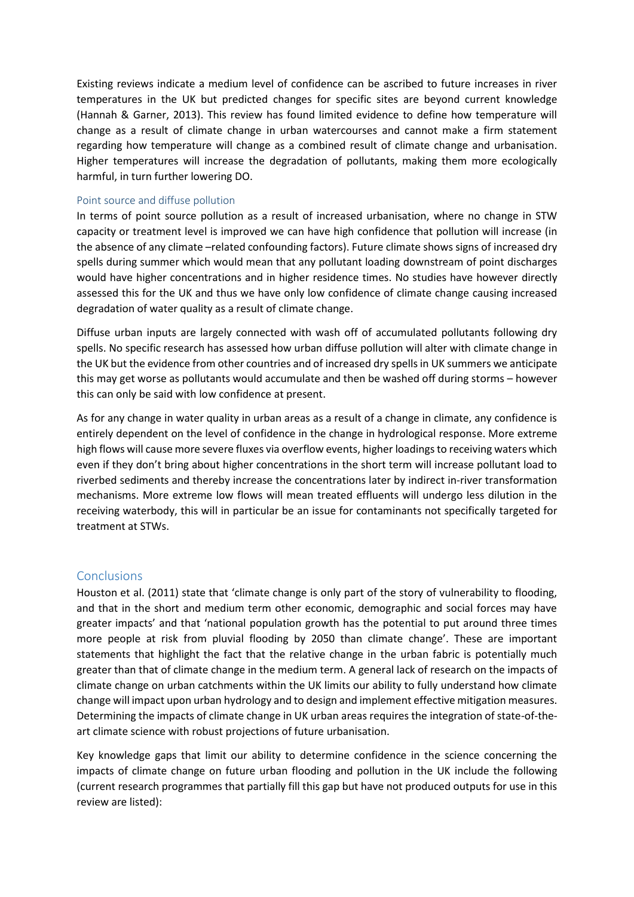Existing reviews indicate a medium level of confidence can be ascribed to future increases in river temperatures in the UK but predicted changes for specific sites are beyond current knowledge (Hannah & Garner, 2013). This review has found limited evidence to define how temperature will change as a result of climate change in urban watercourses and cannot make a firm statement regarding how temperature will change as a combined result of climate change and urbanisation. Higher temperatures will increase the degradation of pollutants, making them more ecologically harmful, in turn further lowering DO.

### Point source and diffuse pollution

In terms of point source pollution as a result of increased urbanisation, where no change in STW capacity or treatment level is improved we can have high confidence that pollution will increase (in the absence of any climate –related confounding factors). Future climate shows signs of increased dry spells during summer which would mean that any pollutant loading downstream of point discharges would have higher concentrations and in higher residence times. No studies have however directly assessed this for the UK and thus we have only low confidence of climate change causing increased degradation of water quality as a result of climate change.

Diffuse urban inputs are largely connected with wash off of accumulated pollutants following dry spells. No specific research has assessed how urban diffuse pollution will alter with climate change in the UK but the evidence from other countries and of increased dry spells in UK summers we anticipate this may get worse as pollutants would accumulate and then be washed off during storms – however this can only be said with low confidence at present.

As for any change in water quality in urban areas as a result of a change in climate, any confidence is entirely dependent on the level of confidence in the change in hydrological response. More extreme high flows will cause more severe fluxes via overflow events, higher loadings to receiving waters which even if they don't bring about higher concentrations in the short term will increase pollutant load to riverbed sediments and thereby increase the concentrations later by indirect in-river transformation mechanisms. More extreme low flows will mean treated effluents will undergo less dilution in the receiving waterbody, this will in particular be an issue for contaminants not specifically targeted for treatment at STWs.

## Conclusions

Houston et al. (2011) state that 'climate change is only part of the story of vulnerability to flooding, and that in the short and medium term other economic, demographic and social forces may have greater impacts' and that 'national population growth has the potential to put around three times more people at risk from pluvial flooding by 2050 than climate change'. These are important statements that highlight the fact that the relative change in the urban fabric is potentially much greater than that of climate change in the medium term. A general lack of research on the impacts of climate change on urban catchments within the UK limits our ability to fully understand how climate change will impact upon urban hydrology and to design and implement effective mitigation measures. Determining the impacts of climate change in UK urban areas requires the integration of state-of-the-art climate science with robust projections of future urbanisation.

Key knowledge gaps that limit our ability to determine confidence in the science concerning the impacts of climate change on future urban flooding and pollution in the UK include the following (current research programmes that partially fill this gap but have not produced outputs for use in this review are listed):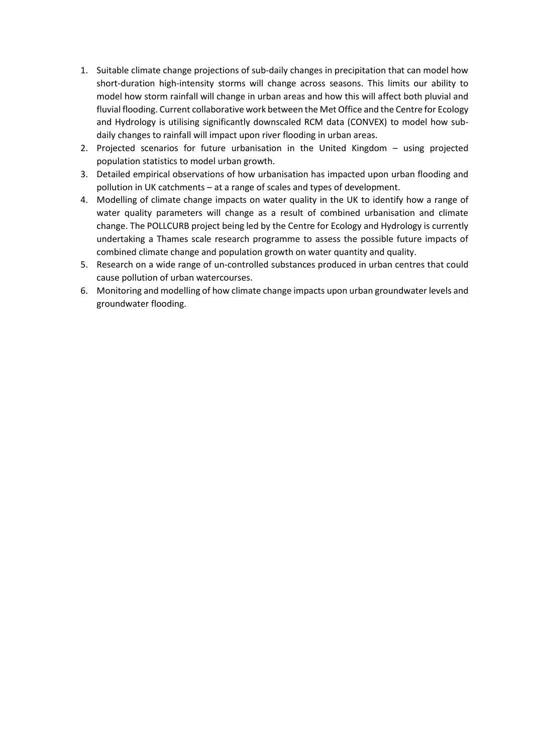1. Suitable climate change projections of sub-daily changes in precipitation that can model how short-duration high-intensity storms will change across seasons. This limits our ability to model how storm rainfall will change in urban areas and how this will affect both pluvial and fluvial flooding. Current collaborative work between the Met Office and the Centre for Ecology and Hydrology is utilising significantly downscaled RCM data (CONVEX) to model how sub-daily changes to rainfall will impact upon river flooding in urban areas.
2. Projected scenarios for future urbanisation in the United Kingdom – using projected population statistics to model urban growth.
3. Detailed empirical observations of how urbanisation has impacted upon urban flooding and pollution in UK catchments – at a range of scales and types of development.
4. Modelling of climate change impacts on water quality in the UK to identify how a range of water quality parameters will change as a result of combined urbanisation and climate change. The POLLCURB project being led by the Centre for Ecology and Hydrology is currently undertaking a Thames scale research programme to assess the possible future impacts of combined climate change and population growth on water quantity and quality.
5. Research on a wide range of un-controlled substances produced in urban centres that could cause pollution of urban watercourses.
6. Monitoring and modelling of how climate change impacts upon urban groundwater levels and groundwater flooding.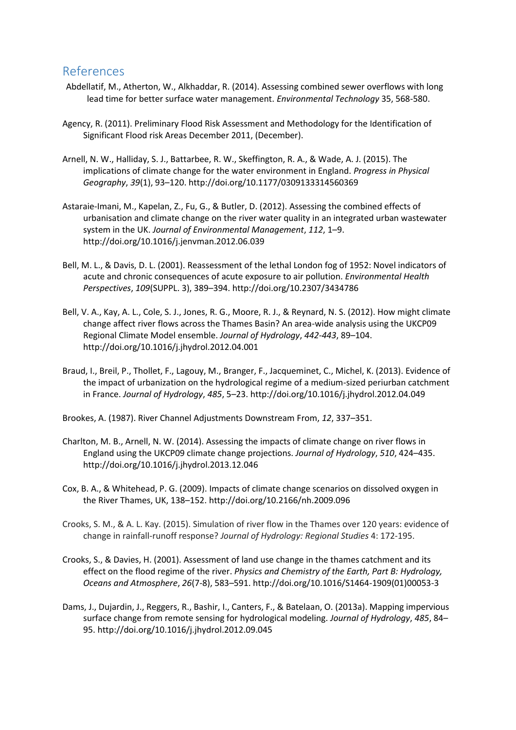## References

Abdellatif, M., Atherton, W., Alkhaddar, R. (2014). Assessing combined sewer overflows with long lead time for better surface water management. *Environmental Technology* 35, 568-580.

Agency, R. (2011). Preliminary Flood Risk Assessment and Methodology for the Identification of Significant Flood risk Areas December 2011, (December).

Arnell, N. W., Halliday, S. J., Battarbee, R. W., Skeffington, R. A., & Wade, A. J. (2015). The implications of climate change for the water environment in England. *Progress in Physical Geography*, *39*(1), 93–120. http://doi.org/10.1177/0309133314560369

Astaraie-Imani, M., Kapelan, Z., Fu, G., & Butler, D. (2012). Assessing the combined effects of urbanisation and climate change on the river water quality in an integrated urban wastewater system in the UK. *Journal of Environmental Management*, *112*, 1–9. http://doi.org/10.1016/j.jenvman.2012.06.039

Bell, M. L., & Davis, D. L. (2001). Reassessment of the lethal London fog of 1952: Novel indicators of acute and chronic consequences of acute exposure to air pollution. *Environmental Health Perspectives*, *109*(SUPPL. 3), 389–394. http://doi.org/10.2307/3434786

Bell, V. A., Kay, A. L., Cole, S. J., Jones, R. G., Moore, R. J., & Reynard, N. S. (2012). How might climate change affect river flows across the Thames Basin? An area-wide analysis using the UKCP09 Regional Climate Model ensemble. *Journal of Hydrology*, *442-443*, 89–104. http://doi.org/10.1016/j.jhydrol.2012.04.001

Braud, I., Breil, P., Thollet, F., Lagouy, M., Branger, F., Jacqueminet, C., Michel, K. (2013). Evidence of the impact of urbanization on the hydrological regime of a medium-sized periurban catchment in France. *Journal of Hydrology*, *485*, 5–23. http://doi.org/10.1016/j.jhydrol.2012.04.049

Brookes, A. (1987). River Channel Adjustments Downstream From, *12*, 337–351.

Charlton, M. B., Arnell, N. W. (2014). Assessing the impacts of climate change on river flows in England using the UKCP09 climate change projections. *Journal of Hydrology*, *510*, 424–435. http://doi.org/10.1016/j.jhydrol.2013.12.046

Cox, B. A., & Whitehead, P. G. (2009). Impacts of climate change scenarios on dissolved oxygen in the River Thames, UK, 138–152. http://doi.org/10.2166/nh.2009.096

Crooks, S. M., & A. L. Kay. (2015). Simulation of river flow in the Thames over 120 years: evidence of change in rainfall-runoff response? *Journal of Hydrology: Regional Studies* 4: 172-195.

Crooks, S., & Davies, H. (2001). Assessment of land use change in the thames catchment and its effect on the flood regime of the river. *Physics and Chemistry of the Earth, Part B: Hydrology, Oceans and Atmosphere*, *26*(7-8), 583–591. http://doi.org/10.1016/S1464-1909(01)00053-3

Dams, J., Dujardin, J., Reggers, R., Bashir, I., Canters, F., & Batelaan, O. (2013a). Mapping impervious surface change from remote sensing for hydrological modeling. *Journal of Hydrology*, *485*, 84–95. http://doi.org/10.1016/j.jhydrol.2012.09.045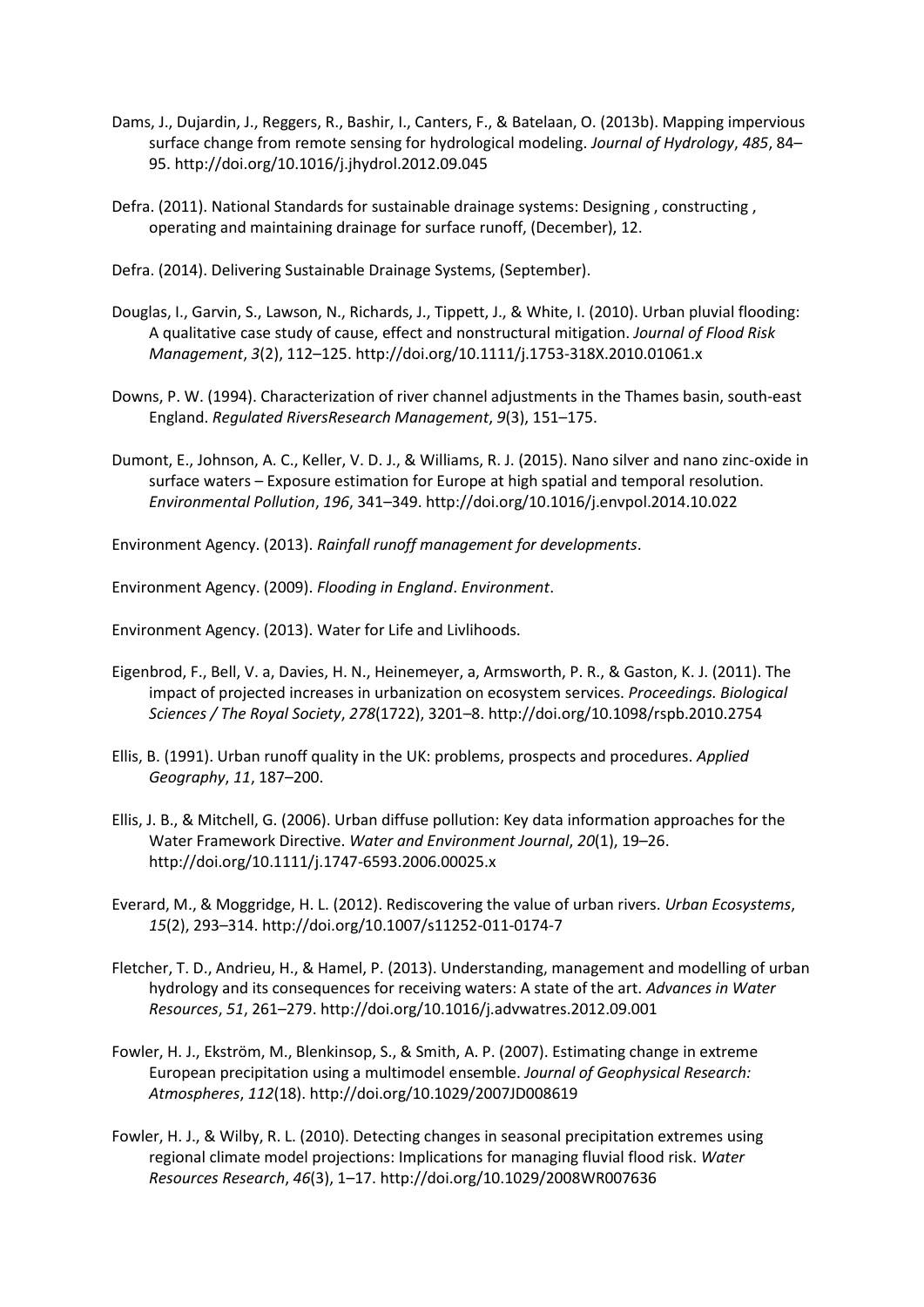Dams, J., Dujardin, J., Reggers, R., Bashir, I., Canters, F., & Batelaan, O. (2013b). Mapping impervious surface change from remote sensing for hydrological modeling. *Journal of Hydrology*, *485*, 84–95. http://doi.org/10.1016/j.jhydrol.2012.09.045

Defra. (2011). National Standards for sustainable drainage systems: Designing , constructing , operating and maintaining drainage for surface runoff, (December), 12.

Defra. (2014). Delivering Sustainable Drainage Systems, (September).

Douglas, I., Garvin, S., Lawson, N., Richards, J., Tippett, J., & White, I. (2010). Urban pluvial flooding: A qualitative case study of cause, effect and nonstructural mitigation. *Journal of Flood Risk Management*, *3*(2), 112–125. http://doi.org/10.1111/j.1753-318X.2010.01061.x

Downs, P. W. (1994). Characterization of river channel adjustments in the Thames basin, south-east England. *Regulated RiversResearch Management*, *9*(3), 151–175.

Dumont, E., Johnson, A. C., Keller, V. D. J., & Williams, R. J. (2015). Nano silver and nano zinc-oxide in surface waters – Exposure estimation for Europe at high spatial and temporal resolution. *Environmental Pollution*, *196*, 341–349. http://doi.org/10.1016/j.envpol.2014.10.022

Environment Agency. (2013). *Rainfall runoff management for developments*.

Environment Agency. (2009). *Flooding in England*. *Environment*.

Environment Agency. (2013). Water for Life and Livlihoods.

Eigenbrod, F., Bell, V. a, Davies, H. N., Heinemeyer, a, Armsworth, P. R., & Gaston, K. J. (2011). The impact of projected increases in urbanization on ecosystem services. *Proceedings. Biological Sciences / The Royal Society*, *278*(1722), 3201–8. http://doi.org/10.1098/rspb.2010.2754

Ellis, B. (1991). Urban runoff quality in the UK: problems, prospects and procedures. *Applied Geography*, *11*, 187–200.

Ellis, J. B., & Mitchell, G. (2006). Urban diffuse pollution: Key data information approaches for the Water Framework Directive. *Water and Environment Journal*, *20*(1), 19–26. http://doi.org/10.1111/j.1747-6593.2006.00025.x

Everard, M., & Moggridge, H. L. (2012). Rediscovering the value of urban rivers. *Urban Ecosystems*, *15*(2), 293–314. http://doi.org/10.1007/s11252-011-0174-7

Fletcher, T. D., Andrieu, H., & Hamel, P. (2013). Understanding, management and modelling of urban hydrology and its consequences for receiving waters: A state of the art. *Advances in Water Resources*, *51*, 261–279. http://doi.org/10.1016/j.advwatres.2012.09.001

Fowler, H. J., Ekström, M., Blenkinsop, S., & Smith, A. P. (2007). Estimating change in extreme European precipitation using a multimodel ensemble. *Journal of Geophysical Research: Atmospheres*, *112*(18). http://doi.org/10.1029/2007JD008619

Fowler, H. J., & Wilby, R. L. (2010). Detecting changes in seasonal precipitation extremes using regional climate model projections: Implications for managing fluvial flood risk. *Water Resources Research*, *46*(3), 1–17. http://doi.org/10.1029/2008WR007636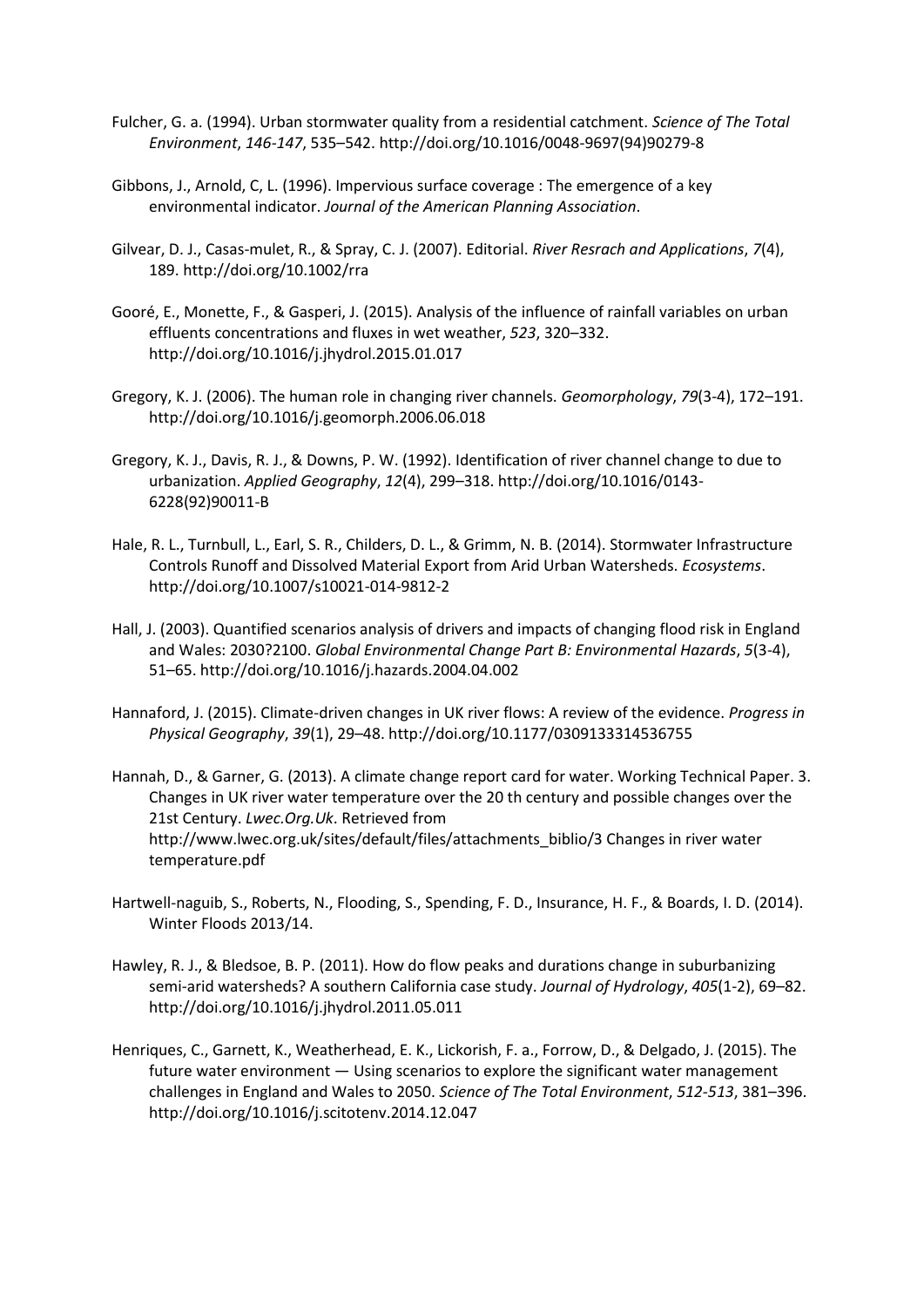Fulcher, G. a. (1994). Urban stormwater quality from a residential catchment. *Science of The Total Environment*, *146-147*, 535–542. http://doi.org/10.1016/0048-9697(94)90279-8

Gibbons, J., Arnold, C, L. (1996). Impervious surface coverage : The emergence of a key environmental indicator. *Journal of the American Planning Association*.

Gilvear, D. J., Casas-mulet, R., & Spray, C. J. (2007). Editorial. *River Resrach and Applications*, *7*(4), 189. http://doi.org/10.1002/rra

Gooré, E., Monette, F., & Gasperi, J. (2015). Analysis of the influence of rainfall variables on urban effluents concentrations and fluxes in wet weather, *523*, 320–332. http://doi.org/10.1016/j.jhydrol.2015.01.017

Gregory, K. J. (2006). The human role in changing river channels. *Geomorphology*, *79*(3-4), 172–191. http://doi.org/10.1016/j.geomorph.2006.06.018

Gregory, K. J., Davis, R. J., & Downs, P. W. (1992). Identification of river channel change to due to urbanization. *Applied Geography*, *12*(4), 299–318. http://doi.org/10.1016/0143-6228(92)90011-B

Hale, R. L., Turnbull, L., Earl, S. R., Childers, D. L., & Grimm, N. B. (2014). Stormwater Infrastructure Controls Runoff and Dissolved Material Export from Arid Urban Watersheds. *Ecosystems*. http://doi.org/10.1007/s10021-014-9812-2

Hall, J. (2003). Quantified scenarios analysis of drivers and impacts of changing flood risk in England and Wales: 2030?2100. *Global Environmental Change Part B: Environmental Hazards*, *5*(3-4), 51–65. http://doi.org/10.1016/j.hazards.2004.04.002

Hannaford, J. (2015). Climate-driven changes in UK river flows: A review of the evidence. *Progress in Physical Geography*, *39*(1), 29–48. http://doi.org/10.1177/0309133314536755

Hannah, D., & Garner, G. (2013). A climate change report card for water. Working Technical Paper. 3. Changes in UK river water temperature over the 20 th century and possible changes over the 21st Century. *Lwec.Org.Uk*. Retrieved from http://www.lwec.org.uk/sites/default/files/attachments_biblio/3 Changes in river water temperature.pdf

Hartwell-naguib, S., Roberts, N., Flooding, S., Spending, F. D., Insurance, H. F., & Boards, I. D. (2014). Winter Floods 2013/14.

Hawley, R. J., & Bledsoe, B. P. (2011). How do flow peaks and durations change in suburbanizing semi-arid watersheds? A southern California case study. *Journal of Hydrology*, *405*(1-2), 69–82. http://doi.org/10.1016/j.jhydrol.2011.05.011

Henriques, C., Garnett, K., Weatherhead, E. K., Lickorish, F. a., Forrow, D., & Delgado, J. (2015). The future water environment — Using scenarios to explore the significant water management challenges in England and Wales to 2050. *Science of The Total Environment*, *512-513*, 381–396. http://doi.org/10.1016/j.scitotenv.2014.12.047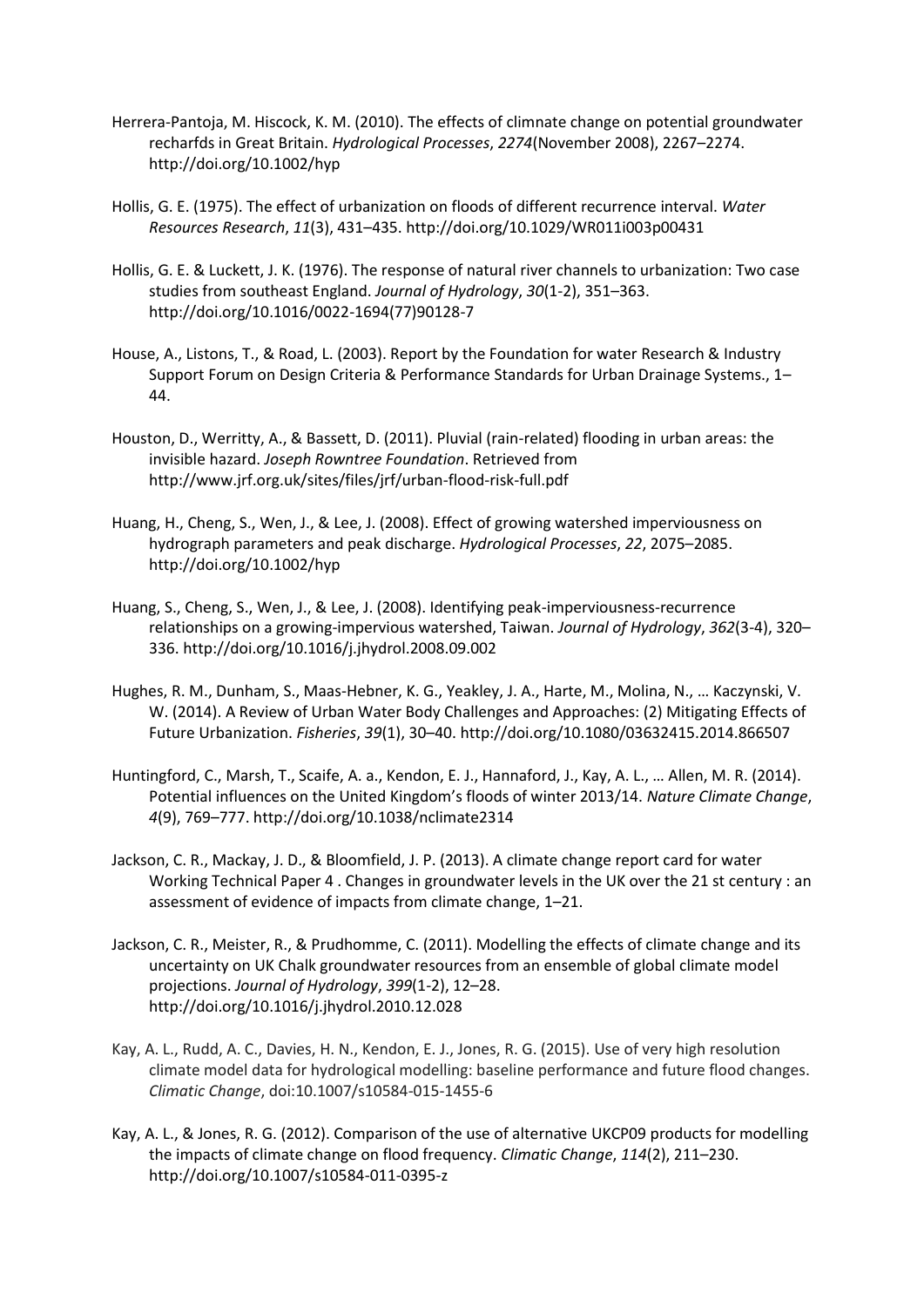Herrera-Pantoja, M. Hiscock, K. M. (2010). The effects of climnate change on potential groundwater recharfds in Great Britain. *Hydrological Processes*, *2274*(November 2008), 2267–2274. http://doi.org/10.1002/hyp

Hollis, G. E. (1975). The effect of urbanization on floods of different recurrence interval. *Water Resources Research*, *11*(3), 431–435. http://doi.org/10.1029/WR011i003p00431

Hollis, G. E. & Luckett, J. K. (1976). The response of natural river channels to urbanization: Two case studies from southeast England. *Journal of Hydrology*, *30*(1-2), 351–363. http://doi.org/10.1016/0022-1694(77)90128-7

House, A., Listons, T., & Road, L. (2003). Report by the Foundation for water Research & Industry Support Forum on Design Criteria & Performance Standards for Urban Drainage Systems., 1–44.

Houston, D., Werritty, A., & Bassett, D. (2011). Pluvial (rain-related) flooding in urban areas: the invisible hazard. *Joseph Rowntree Foundation*. Retrieved from http://www.jrf.org.uk/sites/files/jrf/urban-flood-risk-full.pdf

Huang, H., Cheng, S., Wen, J., & Lee, J. (2008). Effect of growing watershed imperviousness on hydrograph parameters and peak discharge. *Hydrological Processes*, *22*, 2075–2085. http://doi.org/10.1002/hyp

Huang, S., Cheng, S., Wen, J., & Lee, J. (2008). Identifying peak-imperviousness-recurrence relationships on a growing-impervious watershed, Taiwan. *Journal of Hydrology*, *362*(3-4), 320–336. http://doi.org/10.1016/j.jhydrol.2008.09.002

Hughes, R. M., Dunham, S., Maas-Hebner, K. G., Yeakley, J. A., Harte, M., Molina, N., … Kaczynski, V. W. (2014). A Review of Urban Water Body Challenges and Approaches: (2) Mitigating Effects of Future Urbanization. *Fisheries*, *39*(1), 30–40. http://doi.org/10.1080/03632415.2014.866507

Huntingford, C., Marsh, T., Scaife, A. a., Kendon, E. J., Hannaford, J., Kay, A. L., … Allen, M. R. (2014). Potential influences on the United Kingdom's floods of winter 2013/14. *Nature Climate Change*, *4*(9), 769–777. http://doi.org/10.1038/nclimate2314

Jackson, C. R., Mackay, J. D., & Bloomfield, J. P. (2013). A climate change report card for water Working Technical Paper 4 . Changes in groundwater levels in the UK over the 21 st century : an assessment of evidence of impacts from climate change, 1–21.

Jackson, C. R., Meister, R., & Prudhomme, C. (2011). Modelling the effects of climate change and its uncertainty on UK Chalk groundwater resources from an ensemble of global climate model projections. *Journal of Hydrology*, *399*(1-2), 12–28. http://doi.org/10.1016/j.jhydrol.2010.12.028

Kay, A. L., Rudd, A. C., Davies, H. N., Kendon, E. J., Jones, R. G. (2015). Use of very high resolution climate model data for hydrological modelling: baseline performance and future flood changes. *Climatic Change*, doi:10.1007/s10584-015-1455-6

Kay, A. L., & Jones, R. G. (2012). Comparison of the use of alternative UKCP09 products for modelling the impacts of climate change on flood frequency. *Climatic Change*, *114*(2), 211–230. http://doi.org/10.1007/s10584-011-0395-z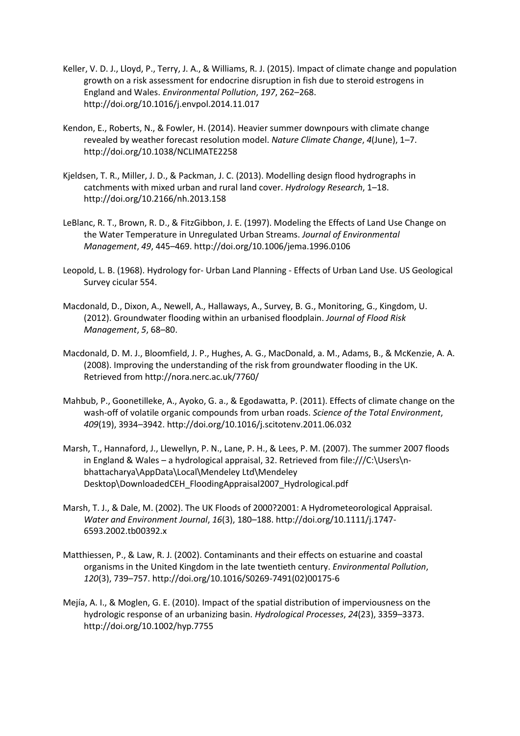Keller, V. D. J., Lloyd, P., Terry, J. A., & Williams, R. J. (2015). Impact of climate change and population growth on a risk assessment for endocrine disruption in fish due to steroid estrogens in England and Wales. *Environmental Pollution*, *197*, 262–268. http://doi.org/10.1016/j.envpol.2014.11.017

Kendon, E., Roberts, N., & Fowler, H. (2014). Heavier summer downpours with climate change revealed by weather forecast resolution model. *Nature Climate Change*, *4*(June), 1–7. http://doi.org/10.1038/NCLIMATE2258

Kjeldsen, T. R., Miller, J. D., & Packman, J. C. (2013). Modelling design flood hydrographs in catchments with mixed urban and rural land cover. *Hydrology Research*, 1–18. http://doi.org/10.2166/nh.2013.158

LeBlanc, R. T., Brown, R. D., & FitzGibbon, J. E. (1997). Modeling the Effects of Land Use Change on the Water Temperature in Unregulated Urban Streams. *Journal of Environmental Management*, *49*, 445–469. http://doi.org/10.1006/jema.1996.0106

Leopold, L. B. (1968). Hydrology for- Urban Land Planning - Effects of Urban Land Use. US Geological Survey cicular 554.

Macdonald, D., Dixon, A., Newell, A., Hallaways, A., Survey, B. G., Monitoring, G., Kingdom, U. (2012). Groundwater flooding within an urbanised floodplain. *Journal of Flood Risk Management*, *5*, 68–80.

Macdonald, D. M. J., Bloomfield, J. P., Hughes, A. G., MacDonald, a. M., Adams, B., & McKenzie, A. A. (2008). Improving the understanding of the risk from groundwater flooding in the UK. Retrieved from http://nora.nerc.ac.uk/7760/

Mahbub, P., Goonetilleke, A., Ayoko, G. a., & Egodawatta, P. (2011). Effects of climate change on the wash-off of volatile organic compounds from urban roads. *Science of the Total Environment*, *409*(19), 3934–3942. http://doi.org/10.1016/j.scitotenv.2011.06.032

Marsh, T., Hannaford, J., Llewellyn, P. N., Lane, P. H., & Lees, P. M. (2007). The summer 2007 floods in England & Wales – a hydrological appraisal, 32. Retrieved from file:///C:\Users\n-bhattacharya\AppData\Local\Mendeley Ltd\Mendeley Desktop\DownloadedCEH_FloodingAppraisal2007_Hydrological.pdf

Marsh, T. J., & Dale, M. (2002). The UK Floods of 2000?2001: A Hydrometeorological Appraisal. *Water and Environment Journal*, *16*(3), 180–188. http://doi.org/10.1111/j.1747-6593.2002.tb00392.x

Matthiessen, P., & Law, R. J. (2002). Contaminants and their effects on estuarine and coastal organisms in the United Kingdom in the late twentieth century. *Environmental Pollution*, *120*(3), 739–757. http://doi.org/10.1016/S0269-7491(02)00175-6

Mejía, A. I., & Moglen, G. E. (2010). Impact of the spatial distribution of imperviousness on the hydrologic response of an urbanizing basin. *Hydrological Processes*, *24*(23), 3359–3373. http://doi.org/10.1002/hyp.7755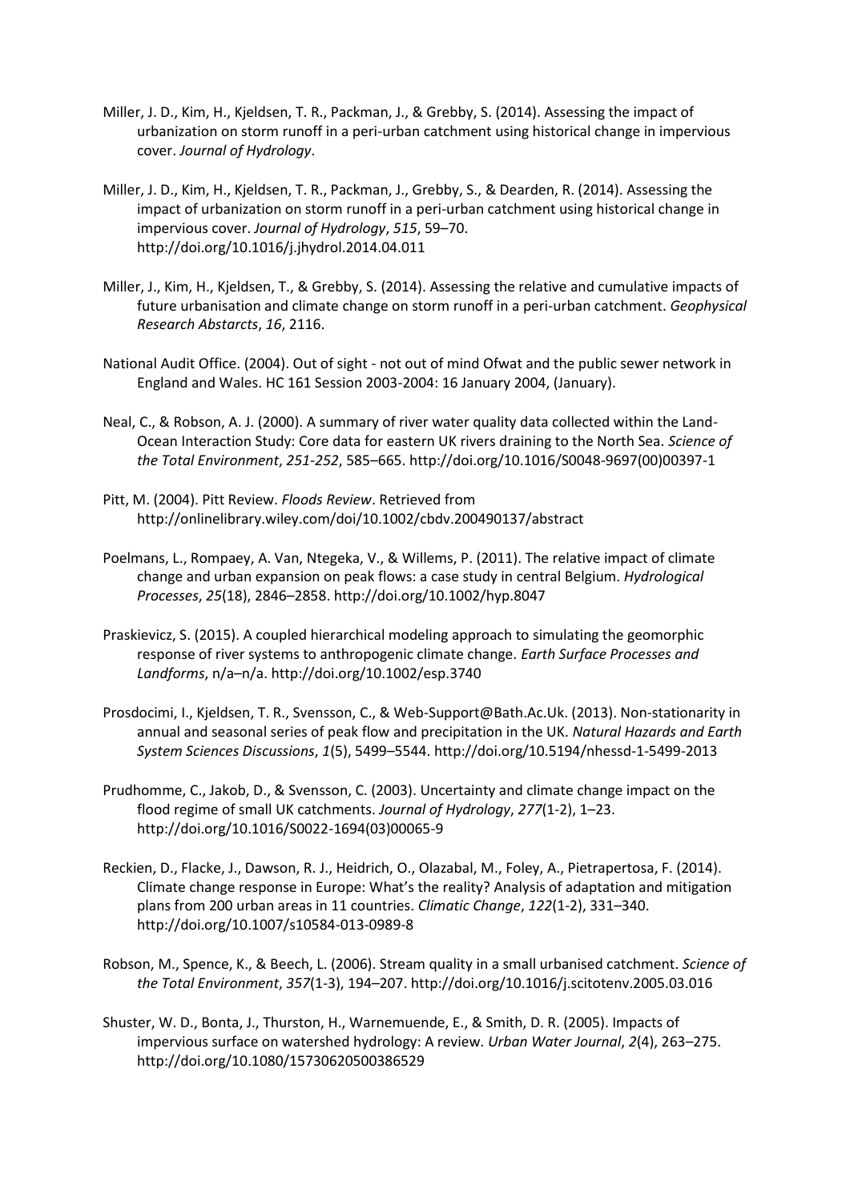Miller, J. D., Kim, H., Kjeldsen, T. R., Packman, J., & Grebby, S. (2014). Assessing the impact of urbanization on storm runoff in a peri-urban catchment using historical change in impervious cover. *Journal of Hydrology*.

Miller, J. D., Kim, H., Kjeldsen, T. R., Packman, J., Grebby, S., & Dearden, R. (2014). Assessing the impact of urbanization on storm runoff in a peri-urban catchment using historical change in impervious cover. *Journal of Hydrology*, *515*, 59–70. http://doi.org/10.1016/j.jhydrol.2014.04.011

Miller, J., Kim, H., Kjeldsen, T., & Grebby, S. (2014). Assessing the relative and cumulative impacts of future urbanisation and climate change on storm runoff in a peri-urban catchment. *Geophysical Research Abstarcts*, *16*, 2116.

National Audit Office. (2004). Out of sight - not out of mind Ofwat and the public sewer network in England and Wales. HC 161 Session 2003-2004: 16 January 2004, (January).

Neal, C., & Robson, A. J. (2000). A summary of river water quality data collected within the Land-Ocean Interaction Study: Core data for eastern UK rivers draining to the North Sea. *Science of the Total Environment*, *251-252*, 585–665. http://doi.org/10.1016/S0048-9697(00)00397-1

Pitt, M. (2004). Pitt Review. *Floods Review*. Retrieved from http://onlinelibrary.wiley.com/doi/10.1002/cbdv.200490137/abstract

Poelmans, L., Rompaey, A. Van, Ntegeka, V., & Willems, P. (2011). The relative impact of climate change and urban expansion on peak flows: a case study in central Belgium. *Hydrological Processes*, *25*(18), 2846–2858. http://doi.org/10.1002/hyp.8047

Praskievicz, S. (2015). A coupled hierarchical modeling approach to simulating the geomorphic response of river systems to anthropogenic climate change. *Earth Surface Processes and Landforms*, n/a–n/a. http://doi.org/10.1002/esp.3740

Prosdocimi, I., Kjeldsen, T. R., Svensson, C., & Web-Support@Bath.Ac.Uk. (2013). Non-stationarity in annual and seasonal series of peak flow and precipitation in the UK. *Natural Hazards and Earth System Sciences Discussions*, *1*(5), 5499–5544. http://doi.org/10.5194/nhessd-1-5499-2013

Prudhomme, C., Jakob, D., & Svensson, C. (2003). Uncertainty and climate change impact on the flood regime of small UK catchments. *Journal of Hydrology*, *277*(1-2), 1–23. http://doi.org/10.1016/S0022-1694(03)00065-9

Reckien, D., Flacke, J., Dawson, R. J., Heidrich, O., Olazabal, M., Foley, A., Pietrapertosa, F. (2014). Climate change response in Europe: What's the reality? Analysis of adaptation and mitigation plans from 200 urban areas in 11 countries. *Climatic Change*, *122*(1-2), 331–340. http://doi.org/10.1007/s10584-013-0989-8

Robson, M., Spence, K., & Beech, L. (2006). Stream quality in a small urbanised catchment. *Science of the Total Environment*, *357*(1-3), 194–207. http://doi.org/10.1016/j.scitotenv.2005.03.016

Shuster, W. D., Bonta, J., Thurston, H., Warnemuende, E., & Smith, D. R. (2005). Impacts of impervious surface on watershed hydrology: A review. *Urban Water Journal*, *2*(4), 263–275. http://doi.org/10.1080/15730620500386529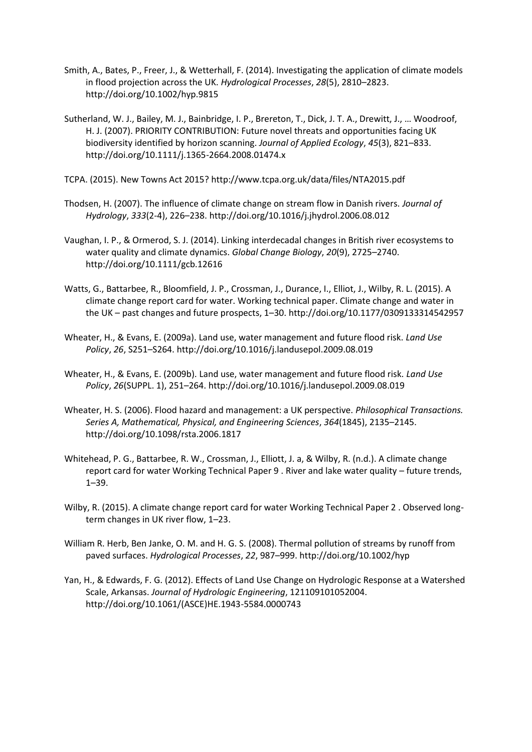Smith, A., Bates, P., Freer, J., & Wetterhall, F. (2014). Investigating the application of climate models in flood projection across the UK. *Hydrological Processes*, *28*(5), 2810–2823. http://doi.org/10.1002/hyp.9815

Sutherland, W. J., Bailey, M. J., Bainbridge, I. P., Brereton, T., Dick, J. T. A., Drewitt, J., … Woodroof, H. J. (2007). PRIORITY CONTRIBUTION: Future novel threats and opportunities facing UK biodiversity identified by horizon scanning. *Journal of Applied Ecology*, *45*(3), 821–833. http://doi.org/10.1111/j.1365-2664.2008.01474.x

TCPA. (2015). New Towns Act 2015? http://www.tcpa.org.uk/data/files/NTA2015.pdf

Thodsen, H. (2007). The influence of climate change on stream flow in Danish rivers. *Journal of Hydrology*, *333*(2-4), 226–238. http://doi.org/10.1016/j.jhydrol.2006.08.012

Vaughan, I. P., & Ormerod, S. J. (2014). Linking interdecadal changes in British river ecosystems to water quality and climate dynamics. *Global Change Biology*, *20*(9), 2725–2740. http://doi.org/10.1111/gcb.12616

Watts, G., Battarbee, R., Bloomfield, J. P., Crossman, J., Durance, I., Elliot, J., Wilby, R. L. (2015). A climate change report card for water. Working technical paper. Climate change and water in the UK – past changes and future prospects, 1–30. http://doi.org/10.1177/0309133314542957

Wheater, H., & Evans, E. (2009a). Land use, water management and future flood risk. *Land Use Policy*, *26*, S251–S264. http://doi.org/10.1016/j.landusepol.2009.08.019

Wheater, H., & Evans, E. (2009b). Land use, water management and future flood risk. *Land Use Policy*, *26*(SUPPL. 1), 251–264. http://doi.org/10.1016/j.landusepol.2009.08.019

Wheater, H. S. (2006). Flood hazard and management: a UK perspective. *Philosophical Transactions. Series A, Mathematical, Physical, and Engineering Sciences*, *364*(1845), 2135–2145. http://doi.org/10.1098/rsta.2006.1817

Whitehead, P. G., Battarbee, R. W., Crossman, J., Elliott, J. a, & Wilby, R. (n.d.). A climate change report card for water Working Technical Paper 9 . River and lake water quality – future trends, 1–39.

Wilby, R. (2015). A climate change report card for water Working Technical Paper 2 . Observed long-term changes in UK river flow, 1–23.

William R. Herb, Ben Janke, O. M. and H. G. S. (2008). Thermal pollution of streams by runoff from paved surfaces. *Hydrological Processes*, *22*, 987–999. http://doi.org/10.1002/hyp

Yan, H., & Edwards, F. G. (2012). Effects of Land Use Change on Hydrologic Response at a Watershed Scale, Arkansas. *Journal of Hydrologic Engineering*, 121109101052004. http://doi.org/10.1061/(ASCE)HE.1943-5584.0000743